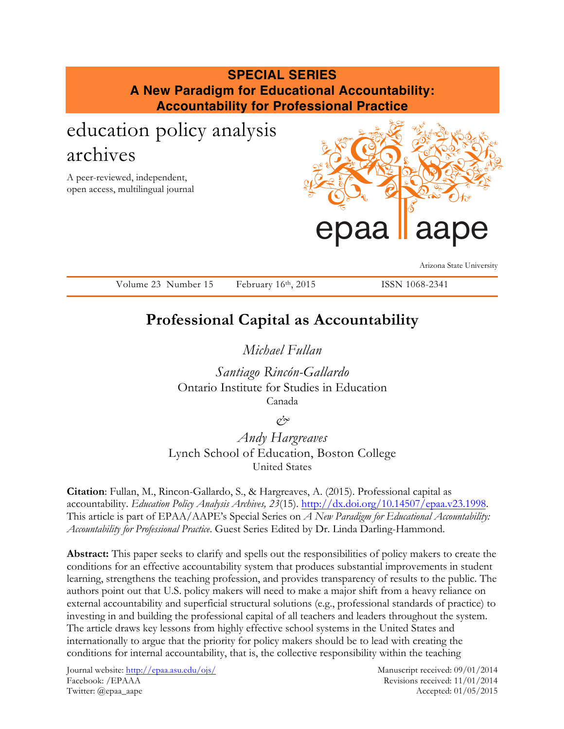**SPECIAL SERIES**
**A New Paradigm for Educational Accountability: Accountability for Professional Practice**

education policy analysis archives

A peer-reviewed, independent, open access, multilingual journal

epaa aape

Arizona State University

Volume 23 Number 15 February 16th, 2015 ISSN 1068-2341

# Professional Capital as Accountability

*Michael Fullan*

*Santiago Rincón-Gallardo*
Ontario Institute for Studies in Education
Canada

*&*

*Andy Hargreaves*
Lynch School of Education, Boston College
United States

**Citation**: Fullan, M., Rincon-Gallardo, S., & Hargreaves, A. (2015). Professional capital as accountability. *Education Policy Analysis Archives, 23*(15). http://dx.doi.org/10.14507/epaa.v23.1998. This article is part of EPAA/AAPE's Special Series on *A New Paradigm for Educational Accountability: Accountability for Professional Practice*. Guest Series Edited by Dr. Linda Darling-Hammond.

**Abstract:** This paper seeks to clarify and spells out the responsibilities of policy makers to create the conditions for an effective accountability system that produces substantial improvements in student learning, strengthens the teaching profession, and provides transparency of results to the public. The authors point out that U.S. policy makers will need to make a major shift from a heavy reliance on external accountability and superficial structural solutions (e.g., professional standards of practice) to investing in and building the professional capital of all teachers and leaders throughout the system. The article draws key lessons from highly effective school systems in the United States and internationally to argue that the priority for policy makers should be to lead with creating the conditions for internal accountability, that is, the collective responsibility within the teaching

Journal website: http://epaa.asu.edu/ojs/
Facebook: /EPAAA
Twitter: @epaa_aape

Manuscript received: 09/01/2014
Revisions received: 11/01/2014
Accepted: 01/05/2015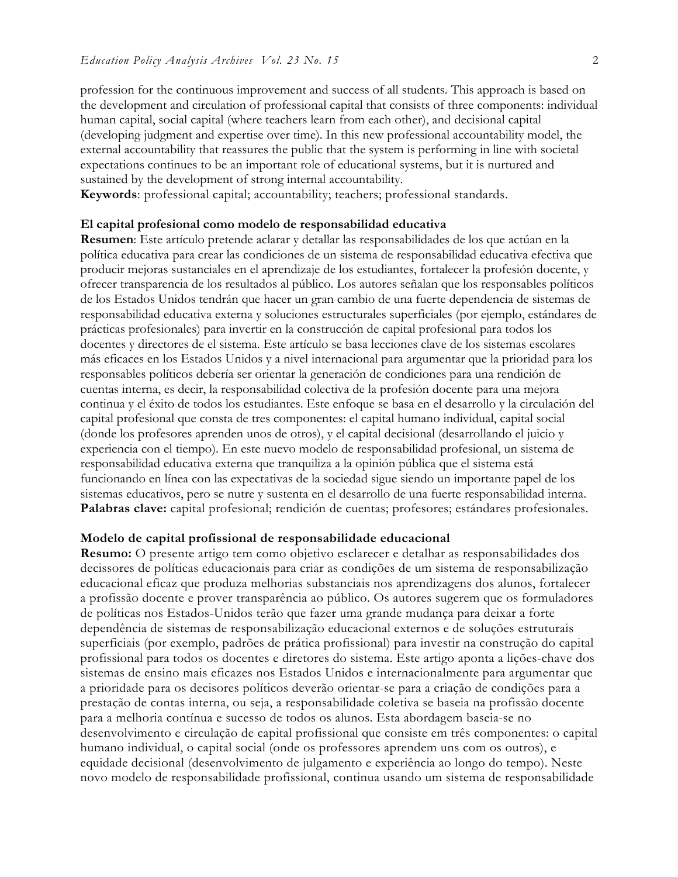profession for the continuous improvement and success of all students. This approach is based on the development and circulation of professional capital that consists of three components: individual human capital, social capital (where teachers learn from each other), and decisional capital (developing judgment and expertise over time). In this new professional accountability model, the external accountability that reassures the public that the system is performing in line with societal expectations continues to be an important role of educational systems, but it is nurtured and sustained by the development of strong internal accountability.

**Keywords**: professional capital; accountability; teachers; professional standards.

**El capital profesional como modelo de responsabilidad educativa**

**Resumen**: Este artículo pretende aclarar y detallar las responsabilidades de los que actúan en la política educativa para crear las condiciones de un sistema de responsabilidad educativa efectiva que producir mejoras sustanciales en el aprendizaje de los estudiantes, fortalecer la profesión docente, y ofrecer transparencia de los resultados al público. Los autores señalan que los responsables políticos de los Estados Unidos tendrán que hacer un gran cambio de una fuerte dependencia de sistemas de responsabilidad educativa externa y soluciones estructurales superficiales (por ejemplo, estándares de prácticas profesionales) para invertir en la construcción de capital profesional para todos los docentes y directores de el sistema. Este artículo se basa lecciones clave de los sistemas escolares más eficaces en los Estados Unidos y a nivel internacional para argumentar que la prioridad para los responsables políticos debería ser orientar la generación de condiciones para una rendición de cuentas interna, es decir, la responsabilidad colectiva de la profesión docente para una mejora continua y el éxito de todos los estudiantes. Este enfoque se basa en el desarrollo y la circulación del capital profesional que consta de tres componentes: el capital humano individual, capital social (donde los profesores aprenden unos de otros), y el capital decisional (desarrollando el juicio y experiencia con el tiempo). En este nuevo modelo de responsabilidad profesional, un sistema de responsabilidad educativa externa que tranquiliza a la opinión pública que el sistema está funcionando en línea con las expectativas de la sociedad sigue siendo un importante papel de los sistemas educativos, pero se nutre y sustenta en el desarrollo de una fuerte responsabilidad interna.

**Palabras clave:** capital profesional; rendición de cuentas; profesores; estándares profesionales.

**Modelo de capital profissional de responsabilidade educacional**

**Resumo:** O presente artigo tem como objetivo esclarecer e detalhar as responsabilidades dos decissores de políticas educacionais para criar as condições de um sistema de responsabilização educacional eficaz que produza melhorias substanciais nos aprendizagens dos alunos, fortalecer a profissão docente e prover transparência ao público. Os autores sugerem que os formuladores de políticas nos Estados-Unidos terão que fazer uma grande mudança para deixar a forte dependência de sistemas de responsabilização educacional externos e de soluções estruturais superficiais (por exemplo, padrões de prática profissional) para investir na construção do capital profissional para todos os docentes e diretores do sistema. Este artigo aponta a lições-chave dos sistemas de ensino mais eficazes nos Estados Unidos e internacionalmente para argumentar que a prioridade para os decisores políticos deverão orientar-se para a criação de condições para a prestação de contas interna, ou seja, a responsabilidade coletiva se baseia na profissão docente para a melhoria contínua e sucesso de todos os alunos. Esta abordagem baseia-se no desenvolvimento e circulação de capital profissional que consiste em três componentes: o capital humano individual, o capital social (onde os professores aprendem uns com os outros), e equidade decisional (desenvolvimento de julgamento e experiência ao longo do tempo). Neste novo modelo de responsabilidade profissional, continua usando um sistema de responsabilidade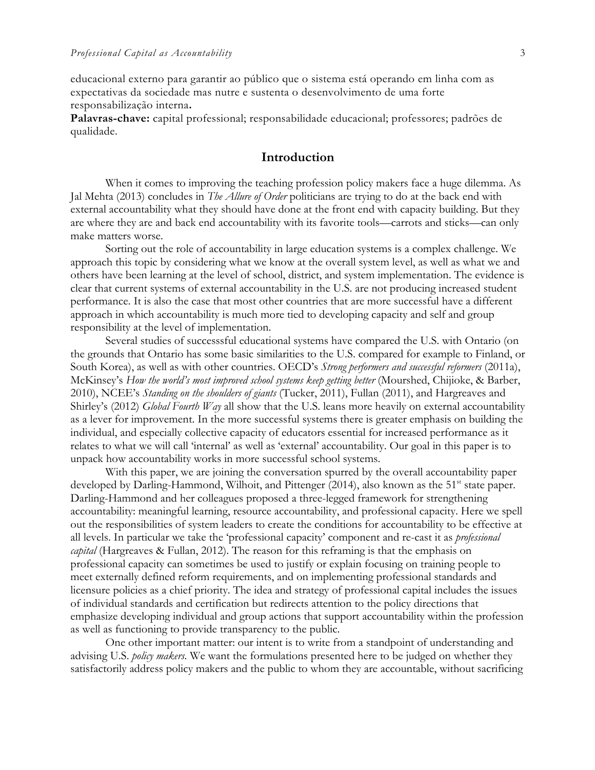educacional externo para garantir ao público que o sistema está operando em linha com as expectativas da sociedade mas nutre e sustenta o desenvolvimento de uma forte responsabilização interna.

**Palavras-chave:** capital professional; responsabilidade educacional; professores; padrões de qualidade.

## Introduction

When it comes to improving the teaching profession policy makers face a huge dilemma. As Jal Mehta (2013) concludes in *The Allure of Order* politicians are trying to do at the back end with external accountability what they should have done at the front end with capacity building. But they are where they are and back end accountability with its favorite tools—carrots and sticks—can only make matters worse.

Sorting out the role of accountability in large education systems is a complex challenge. We approach this topic by considering what we know at the overall system level, as well as what we and others have been learning at the level of school, district, and system implementation. The evidence is clear that current systems of external accountability in the U.S. are not producing increased student performance. It is also the case that most other countries that are more successful have a different approach in which accountability is much more tied to developing capacity and self and group responsibility at the level of implementation.

Several studies of successsful educational systems have compared the U.S. with Ontario (on the grounds that Ontario has some basic similarities to the U.S. compared for example to Finland, or South Korea), as well as with other countries. OECD's *Strong performers and successful reformers* (2011a), McKinsey's *How the world's most improved school systems keep getting better* (Mourshed, Chijioke, & Barber, 2010), NCEE's *Standing on the shoulders of giants* (Tucker, 2011), Fullan (2011), and Hargreaves and Shirley's (2012) *Global Fourth Way* all show that the U.S. leans more heavily on external accountability as a lever for improvement. In the more successful systems there is greater emphasis on building the individual, and especially collective capacity of educators essential for increased performance as it relates to what we will call 'internal' as well as 'external' accountability. Our goal in this paper is to unpack how accountability works in more successful school systems.

With this paper, we are joining the conversation spurred by the overall accountability paper developed by Darling-Hammond, Wilhoit, and Pittenger (2014), also known as the 51st state paper. Darling-Hammond and her colleagues proposed a three-legged framework for strengthening accountability: meaningful learning, resource accountability, and professional capacity. Here we spell out the responsibilities of system leaders to create the conditions for accountability to be effective at all levels. In particular we take the 'professional capacity' component and re-cast it as *professional capital* (Hargreaves & Fullan, 2012). The reason for this reframing is that the emphasis on professional capacity can sometimes be used to justify or explain focusing on training people to meet externally defined reform requirements, and on implementing professional standards and licensure policies as a chief priority. The idea and strategy of professional capital includes the issues of individual standards and certification but redirects attention to the policy directions that emphasize developing individual and group actions that support accountability within the profession as well as functioning to provide transparency to the public.

One other important matter: our intent is to write from a standpoint of understanding and advising U.S. *policy makers*. We want the formulations presented here to be judged on whether they satisfactorily address policy makers and the public to whom they are accountable, without sacrificing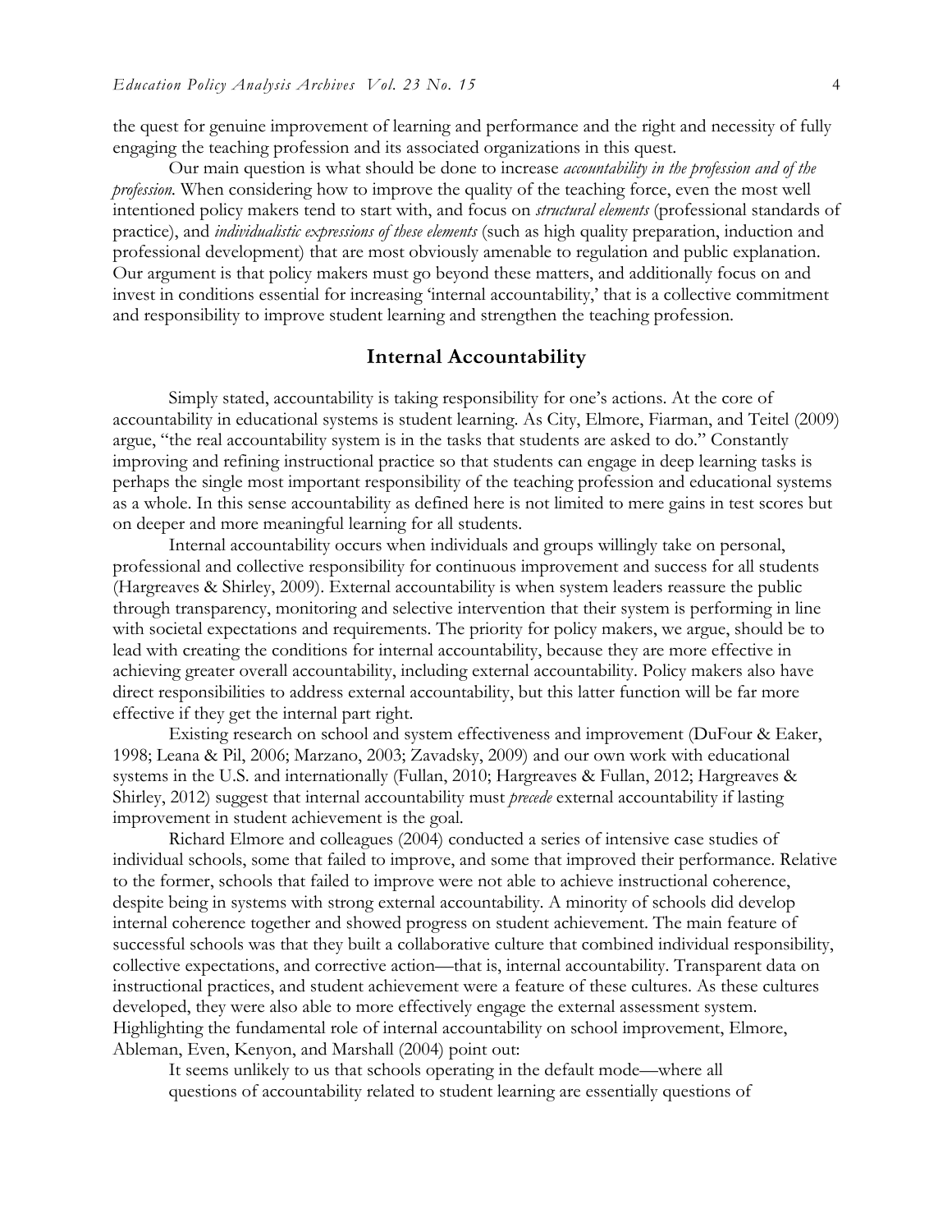the quest for genuine improvement of learning and performance and the right and necessity of fully engaging the teaching profession and its associated organizations in this quest.

Our main question is what should be done to increase *accountability in the profession and of the profession*. When considering how to improve the quality of the teaching force, even the most well intentioned policy makers tend to start with, and focus on *structural elements* (professional standards of practice), and *individualistic expressions of these elements* (such as high quality preparation, induction and professional development) that are most obviously amenable to regulation and public explanation. Our argument is that policy makers must go beyond these matters, and additionally focus on and invest in conditions essential for increasing 'internal accountability,' that is a collective commitment and responsibility to improve student learning and strengthen the teaching profession.

## Internal Accountability

Simply stated, accountability is taking responsibility for one's actions. At the core of accountability in educational systems is student learning. As City, Elmore, Fiarman, and Teitel (2009) argue, "the real accountability system is in the tasks that students are asked to do." Constantly improving and refining instructional practice so that students can engage in deep learning tasks is perhaps the single most important responsibility of the teaching profession and educational systems as a whole. In this sense accountability as defined here is not limited to mere gains in test scores but on deeper and more meaningful learning for all students.

Internal accountability occurs when individuals and groups willingly take on personal, professional and collective responsibility for continuous improvement and success for all students (Hargreaves & Shirley, 2009). External accountability is when system leaders reassure the public through transparency, monitoring and selective intervention that their system is performing in line with societal expectations and requirements. The priority for policy makers, we argue, should be to lead with creating the conditions for internal accountability, because they are more effective in achieving greater overall accountability, including external accountability. Policy makers also have direct responsibilities to address external accountability, but this latter function will be far more effective if they get the internal part right.

Existing research on school and system effectiveness and improvement (DuFour & Eaker, 1998; Leana & Pil, 2006; Marzano, 2003; Zavadsky, 2009) and our own work with educational systems in the U.S. and internationally (Fullan, 2010; Hargreaves & Fullan, 2012; Hargreaves & Shirley, 2012) suggest that internal accountability must *precede* external accountability if lasting improvement in student achievement is the goal.

Richard Elmore and colleagues (2004) conducted a series of intensive case studies of individual schools, some that failed to improve, and some that improved their performance. Relative to the former, schools that failed to improve were not able to achieve instructional coherence, despite being in systems with strong external accountability. A minority of schools did develop internal coherence together and showed progress on student achievement. The main feature of successful schools was that they built a collaborative culture that combined individual responsibility, collective expectations, and corrective action—that is, internal accountability. Transparent data on instructional practices, and student achievement were a feature of these cultures. As these cultures developed, they were also able to more effectively engage the external assessment system. Highlighting the fundamental role of internal accountability on school improvement, Elmore, Ableman, Even, Kenyon, and Marshall (2004) point out:

> It seems unlikely to us that schools operating in the default mode—where all questions of accountability related to student learning are essentially questions of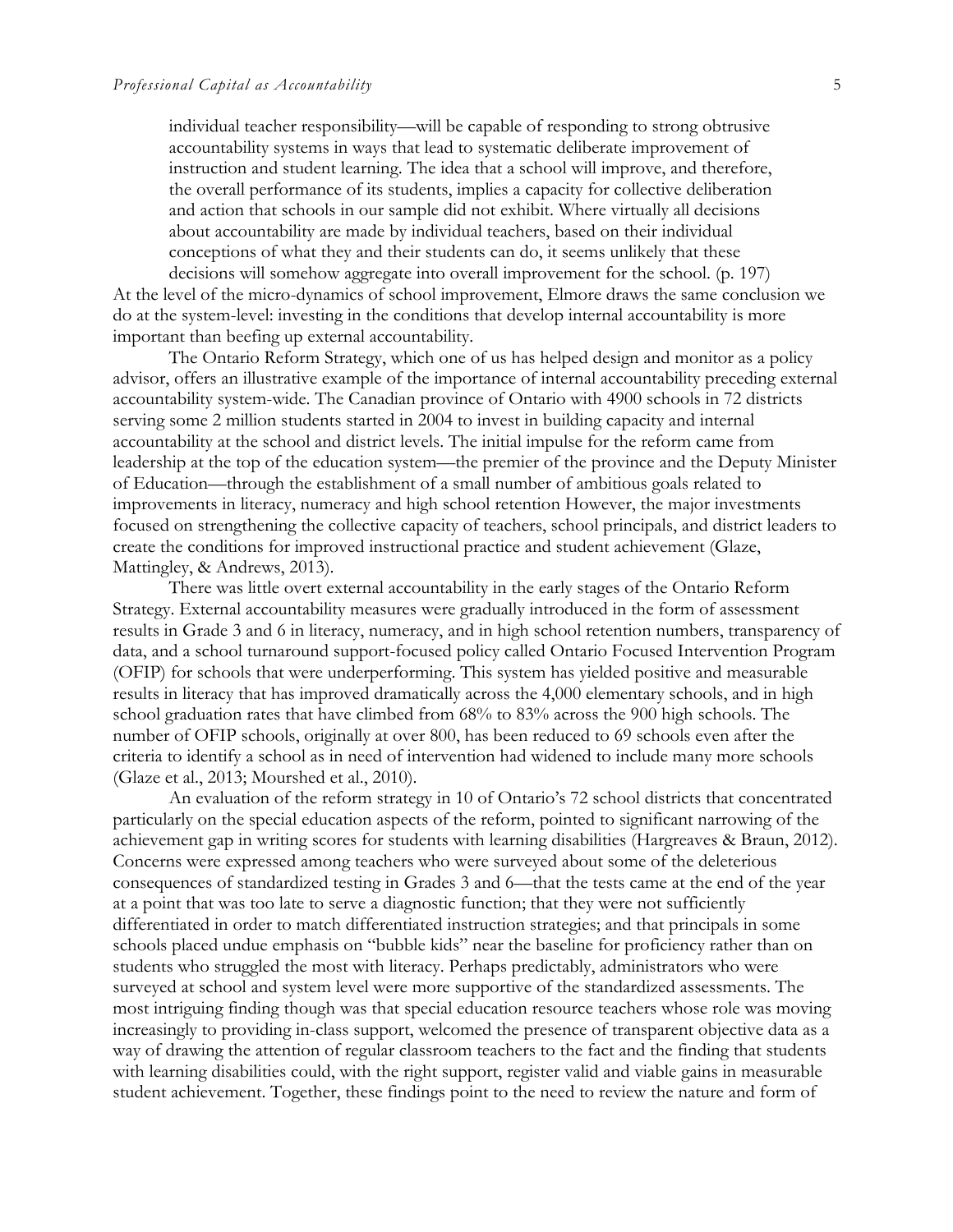> individual teacher responsibility—will be capable of responding to strong obtrusive accountability systems in ways that lead to systematic deliberate improvement of instruction and student learning. The idea that a school will improve, and therefore, the overall performance of its students, implies a capacity for collective deliberation and action that schools in our sample did not exhibit. Where virtually all decisions about accountability are made by individual teachers, based on their individual conceptions of what they and their students can do, it seems unlikely that these decisions will somehow aggregate into overall improvement for the school. (p. 197)

At the level of the micro-dynamics of school improvement, Elmore draws the same conclusion we do at the system-level: investing in the conditions that develop internal accountability is more important than beefing up external accountability.

The Ontario Reform Strategy, which one of us has helped design and monitor as a policy advisor, offers an illustrative example of the importance of internal accountability preceding external accountability system-wide. The Canadian province of Ontario with 4900 schools in 72 districts serving some 2 million students started in 2004 to invest in building capacity and internal accountability at the school and district levels. The initial impulse for the reform came from leadership at the top of the education system—the premier of the province and the Deputy Minister of Education—through the establishment of a small number of ambitious goals related to improvements in literacy, numeracy and high school retention However, the major investments focused on strengthening the collective capacity of teachers, school principals, and district leaders to create the conditions for improved instructional practice and student achievement (Glaze, Mattingley, & Andrews, 2013).

There was little overt external accountability in the early stages of the Ontario Reform Strategy. External accountability measures were gradually introduced in the form of assessment results in Grade 3 and 6 in literacy, numeracy, and in high school retention numbers, transparency of data, and a school turnaround support-focused policy called Ontario Focused Intervention Program (OFIP) for schools that were underperforming. This system has yielded positive and measurable results in literacy that has improved dramatically across the 4,000 elementary schools, and in high school graduation rates that have climbed from 68% to 83% across the 900 high schools. The number of OFIP schools, originally at over 800, has been reduced to 69 schools even after the criteria to identify a school as in need of intervention had widened to include many more schools (Glaze et al., 2013; Mourshed et al., 2010).

An evaluation of the reform strategy in 10 of Ontario's 72 school districts that concentrated particularly on the special education aspects of the reform, pointed to significant narrowing of the achievement gap in writing scores for students with learning disabilities (Hargreaves & Braun, 2012). Concerns were expressed among teachers who were surveyed about some of the deleterious consequences of standardized testing in Grades 3 and 6—that the tests came at the end of the year at a point that was too late to serve a diagnostic function; that they were not sufficiently differentiated in order to match differentiated instruction strategies; and that principals in some schools placed undue emphasis on "bubble kids" near the baseline for proficiency rather than on students who struggled the most with literacy. Perhaps predictably, administrators who were surveyed at school and system level were more supportive of the standardized assessments. The most intriguing finding though was that special education resource teachers whose role was moving increasingly to providing in-class support, welcomed the presence of transparent objective data as a way of drawing the attention of regular classroom teachers to the fact and the finding that students with learning disabilities could, with the right support, register valid and viable gains in measurable student achievement. Together, these findings point to the need to review the nature and form of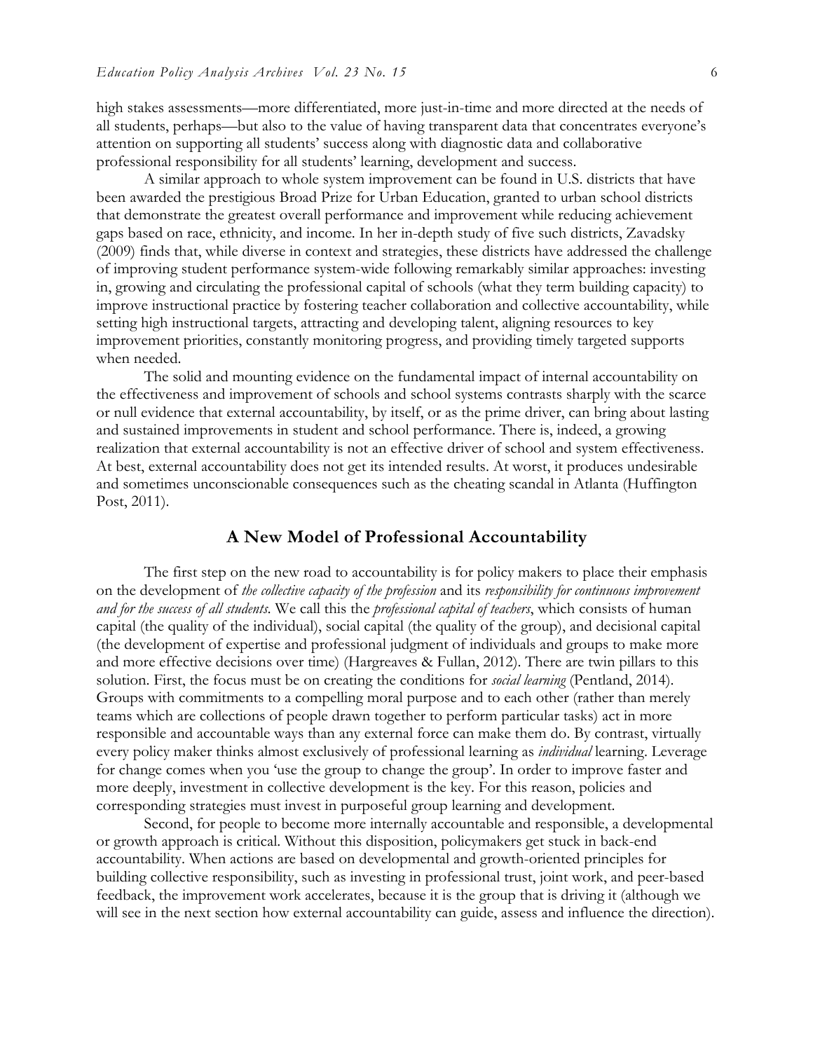high stakes assessments—more differentiated, more just-in-time and more directed at the needs of all students, perhaps—but also to the value of having transparent data that concentrates everyone's attention on supporting all students' success along with diagnostic data and collaborative professional responsibility for all students' learning, development and success.

A similar approach to whole system improvement can be found in U.S. districts that have been awarded the prestigious Broad Prize for Urban Education, granted to urban school districts that demonstrate the greatest overall performance and improvement while reducing achievement gaps based on race, ethnicity, and income. In her in-depth study of five such districts, Zavadsky (2009) finds that, while diverse in context and strategies, these districts have addressed the challenge of improving student performance system-wide following remarkably similar approaches: investing in, growing and circulating the professional capital of schools (what they term building capacity) to improve instructional practice by fostering teacher collaboration and collective accountability, while setting high instructional targets, attracting and developing talent, aligning resources to key improvement priorities, constantly monitoring progress, and providing timely targeted supports when needed.

The solid and mounting evidence on the fundamental impact of internal accountability on the effectiveness and improvement of schools and school systems contrasts sharply with the scarce or null evidence that external accountability, by itself, or as the prime driver, can bring about lasting and sustained improvements in student and school performance. There is, indeed, a growing realization that external accountability is not an effective driver of school and system effectiveness. At best, external accountability does not get its intended results. At worst, it produces undesirable and sometimes unconscionable consequences such as the cheating scandal in Atlanta (Huffington Post, 2011).

## A New Model of Professional Accountability

The first step on the new road to accountability is for policy makers to place their emphasis on the development of *the collective capacity of the profession* and its *responsibility for continuous improvement and for the success of all students*. We call this the *professional capital of teachers*, which consists of human capital (the quality of the individual), social capital (the quality of the group), and decisional capital (the development of expertise and professional judgment of individuals and groups to make more and more effective decisions over time) (Hargreaves & Fullan, 2012). There are twin pillars to this solution. First, the focus must be on creating the conditions for *social learning* (Pentland, 2014). Groups with commitments to a compelling moral purpose and to each other (rather than merely teams which are collections of people drawn together to perform particular tasks) act in more responsible and accountable ways than any external force can make them do. By contrast, virtually every policy maker thinks almost exclusively of professional learning as *individual* learning. Leverage for change comes when you 'use the group to change the group'. In order to improve faster and more deeply, investment in collective development is the key. For this reason, policies and corresponding strategies must invest in purposeful group learning and development.

Second, for people to become more internally accountable and responsible, a developmental or growth approach is critical. Without this disposition, policymakers get stuck in back-end accountability. When actions are based on developmental and growth-oriented principles for building collective responsibility, such as investing in professional trust, joint work, and peer-based feedback, the improvement work accelerates, because it is the group that is driving it (although we will see in the next section how external accountability can guide, assess and influence the direction).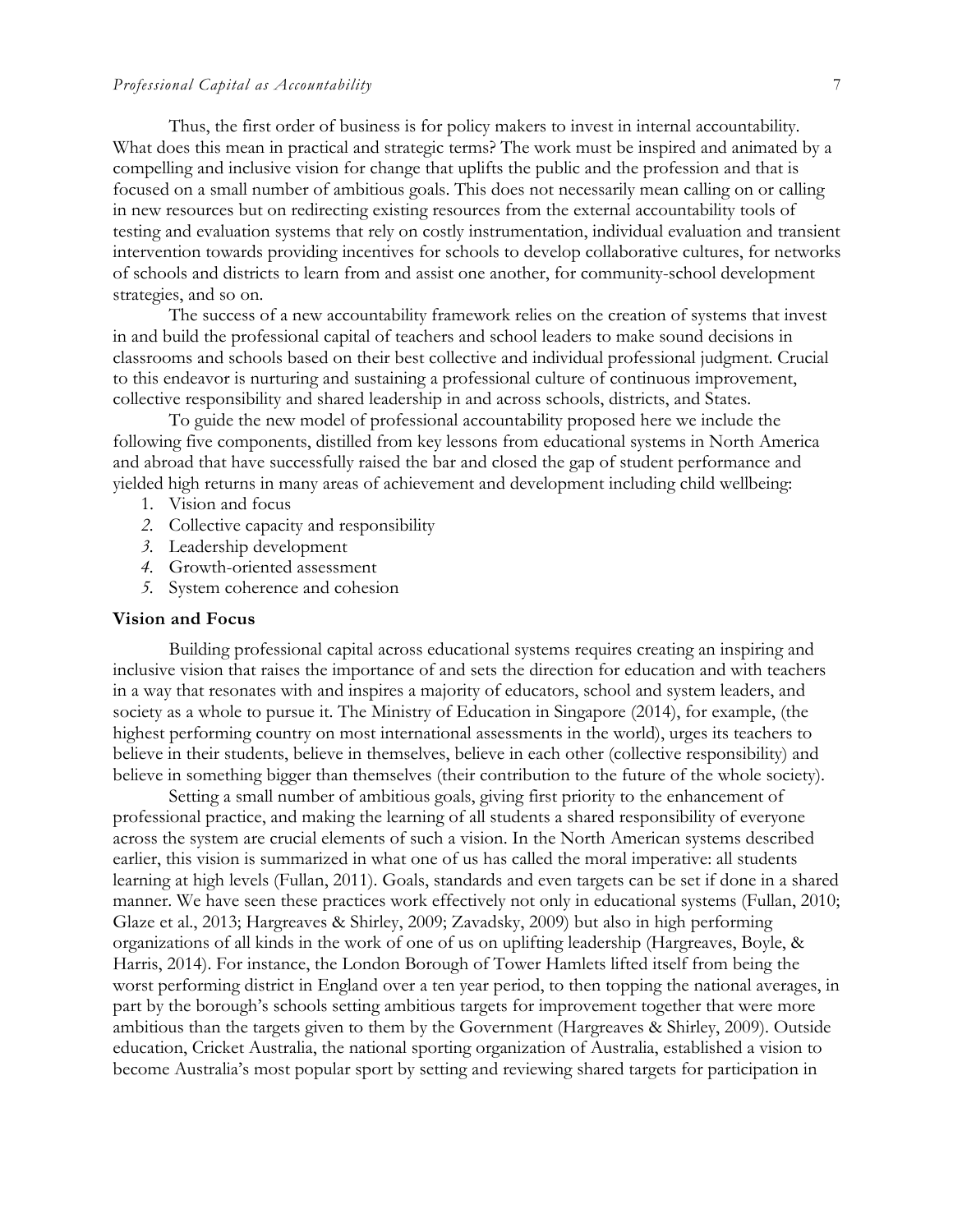Thus, the first order of business is for policy makers to invest in internal accountability. What does this mean in practical and strategic terms? The work must be inspired and animated by a compelling and inclusive vision for change that uplifts the public and the profession and that is focused on a small number of ambitious goals. This does not necessarily mean calling on or calling in new resources but on redirecting existing resources from the external accountability tools of testing and evaluation systems that rely on costly instrumentation, individual evaluation and transient intervention towards providing incentives for schools to develop collaborative cultures, for networks of schools and districts to learn from and assist one another, for community-school development strategies, and so on.

The success of a new accountability framework relies on the creation of systems that invest in and build the professional capital of teachers and school leaders to make sound decisions in classrooms and schools based on their best collective and individual professional judgment. Crucial to this endeavor is nurturing and sustaining a professional culture of continuous improvement, collective responsibility and shared leadership in and across schools, districts, and States.

To guide the new model of professional accountability proposed here we include the following five components, distilled from key lessons from educational systems in North America and abroad that have successfully raised the bar and closed the gap of student performance and yielded high returns in many areas of achievement and development including child wellbeing:

1. Vision and focus
2. Collective capacity and responsibility
3. Leadership development
4. Growth-oriented assessment
5. System coherence and cohesion

### Vision and Focus

Building professional capital across educational systems requires creating an inspiring and inclusive vision that raises the importance of and sets the direction for education and with teachers in a way that resonates with and inspires a majority of educators, school and system leaders, and society as a whole to pursue it. The Ministry of Education in Singapore (2014), for example, (the highest performing country on most international assessments in the world), urges its teachers to believe in their students, believe in themselves, believe in each other (collective responsibility) and believe in something bigger than themselves (their contribution to the future of the whole society).

Setting a small number of ambitious goals, giving first priority to the enhancement of professional practice, and making the learning of all students a shared responsibility of everyone across the system are crucial elements of such a vision. In the North American systems described earlier, this vision is summarized in what one of us has called the moral imperative: all students learning at high levels (Fullan, 2011). Goals, standards and even targets can be set if done in a shared manner. We have seen these practices work effectively not only in educational systems (Fullan, 2010; Glaze et al., 2013; Hargreaves & Shirley, 2009; Zavadsky, 2009) but also in high performing organizations of all kinds in the work of one of us on uplifting leadership (Hargreaves, Boyle, & Harris, 2014). For instance, the London Borough of Tower Hamlets lifted itself from being the worst performing district in England over a ten year period, to then topping the national averages, in part by the borough's schools setting ambitious targets for improvement together that were more ambitious than the targets given to them by the Government (Hargreaves & Shirley, 2009). Outside education, Cricket Australia, the national sporting organization of Australia, established a vision to become Australia's most popular sport by setting and reviewing shared targets for participation in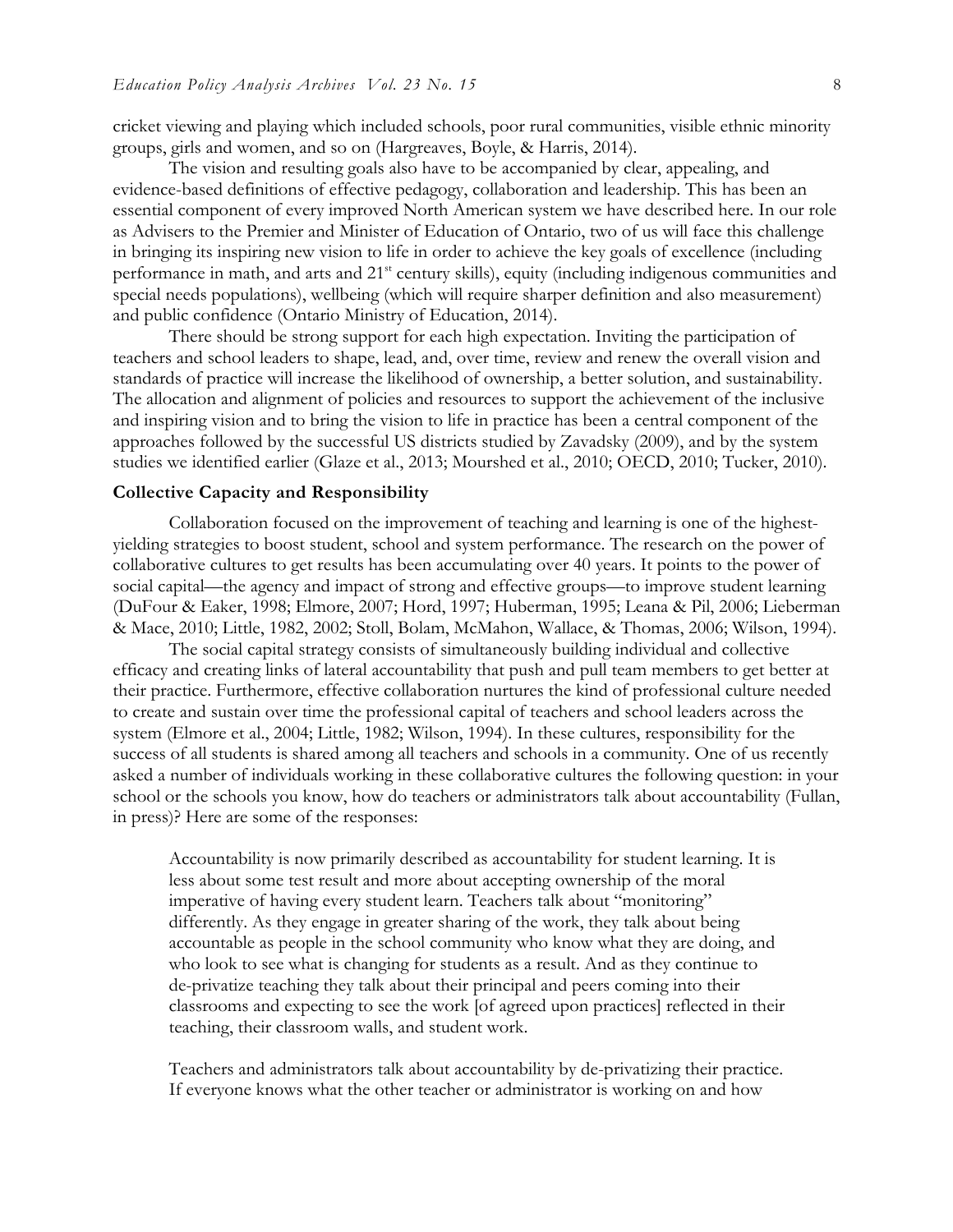cricket viewing and playing which included schools, poor rural communities, visible ethnic minority groups, girls and women, and so on (Hargreaves, Boyle, & Harris, 2014).

The vision and resulting goals also have to be accompanied by clear, appealing, and evidence-based definitions of effective pedagogy, collaboration and leadership. This has been an essential component of every improved North American system we have described here. In our role as Advisers to the Premier and Minister of Education of Ontario, two of us will face this challenge in bringing its inspiring new vision to life in order to achieve the key goals of excellence (including performance in math, and arts and 21st century skills), equity (including indigenous communities and special needs populations), wellbeing (which will require sharper definition and also measurement) and public confidence (Ontario Ministry of Education, 2014).

There should be strong support for each high expectation. Inviting the participation of teachers and school leaders to shape, lead, and, over time, review and renew the overall vision and standards of practice will increase the likelihood of ownership, a better solution, and sustainability. The allocation and alignment of policies and resources to support the achievement of the inclusive and inspiring vision and to bring the vision to life in practice has been a central component of the approaches followed by the successful US districts studied by Zavadsky (2009), and by the system studies we identified earlier (Glaze et al., 2013; Mourshed et al., 2010; OECD, 2010; Tucker, 2010).

**Collective Capacity and Responsibility**

Collaboration focused on the improvement of teaching and learning is one of the highest-yielding strategies to boost student, school and system performance. The research on the power of collaborative cultures to get results has been accumulating over 40 years. It points to the power of social capital—the agency and impact of strong and effective groups—to improve student learning (DuFour & Eaker, 1998; Elmore, 2007; Hord, 1997; Huberman, 1995; Leana & Pil, 2006; Lieberman & Mace, 2010; Little, 1982, 2002; Stoll, Bolam, McMahon, Wallace, & Thomas, 2006; Wilson, 1994).

The social capital strategy consists of simultaneously building individual and collective efficacy and creating links of lateral accountability that push and pull team members to get better at their practice. Furthermore, effective collaboration nurtures the kind of professional culture needed to create and sustain over time the professional capital of teachers and school leaders across the system (Elmore et al., 2004; Little, 1982; Wilson, 1994). In these cultures, responsibility for the success of all students is shared among all teachers and schools in a community. One of us recently asked a number of individuals working in these collaborative cultures the following question: in your school or the schools you know, how do teachers or administrators talk about accountability (Fullan, in press)? Here are some of the responses:

> Accountability is now primarily described as accountability for student learning. It is less about some test result and more about accepting ownership of the moral imperative of having every student learn. Teachers talk about "monitoring" differently. As they engage in greater sharing of the work, they talk about being accountable as people in the school community who know what they are doing, and who look to see what is changing for students as a result. And as they continue to de-privatize teaching they talk about their principal and peers coming into their classrooms and expecting to see the work [of agreed upon practices] reflected in their teaching, their classroom walls, and student work.
>
> Teachers and administrators talk about accountability by de-privatizing their practice. If everyone knows what the other teacher or administrator is working on and how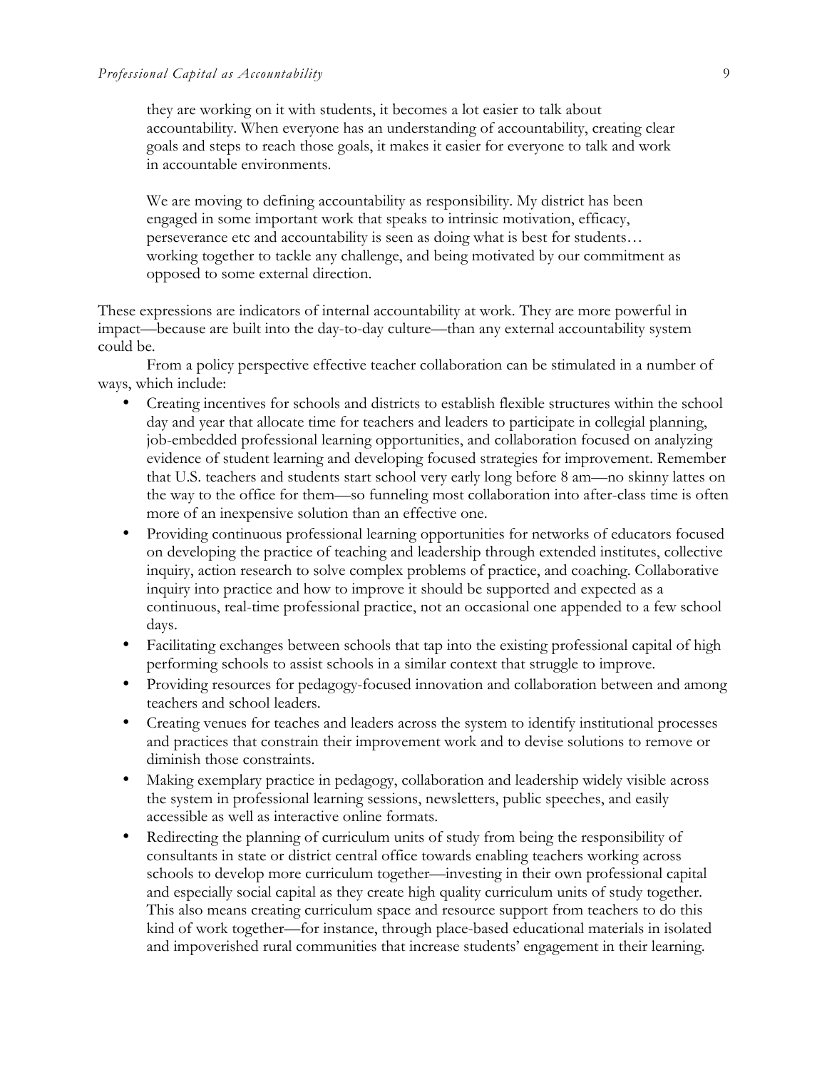> they are working on it with students, it becomes a lot easier to talk about accountability. When everyone has an understanding of accountability, creating clear goals and steps to reach those goals, it makes it easier for everyone to talk and work in accountable environments.
>
> We are moving to defining accountability as responsibility. My district has been engaged in some important work that speaks to intrinsic motivation, efficacy, perseverance etc and accountability is seen as doing what is best for students… working together to tackle any challenge, and being motivated by our commitment as opposed to some external direction.

These expressions are indicators of internal accountability at work. They are more powerful in impact—because are built into the day-to-day culture—than any external accountability system could be.

From a policy perspective effective teacher collaboration can be stimulated in a number of ways, which include:

- Creating incentives for schools and districts to establish flexible structures within the school day and year that allocate time for teachers and leaders to participate in collegial planning, job-embedded professional learning opportunities, and collaboration focused on analyzing evidence of student learning and developing focused strategies for improvement. Remember that U.S. teachers and students start school very early long before 8 am—no skinny lattes on the way to the office for them—so funneling most collaboration into after-class time is often more of an inexpensive solution than an effective one.
- Providing continuous professional learning opportunities for networks of educators focused on developing the practice of teaching and leadership through extended institutes, collective inquiry, action research to solve complex problems of practice, and coaching. Collaborative inquiry into practice and how to improve it should be supported and expected as a continuous, real-time professional practice, not an occasional one appended to a few school days.
- Facilitating exchanges between schools that tap into the existing professional capital of high performing schools to assist schools in a similar context that struggle to improve.
- Providing resources for pedagogy-focused innovation and collaboration between and among teachers and school leaders.
- Creating venues for teaches and leaders across the system to identify institutional processes and practices that constrain their improvement work and to devise solutions to remove or diminish those constraints.
- Making exemplary practice in pedagogy, collaboration and leadership widely visible across the system in professional learning sessions, newsletters, public speeches, and easily accessible as well as interactive online formats.
- Redirecting the planning of curriculum units of study from being the responsibility of consultants in state or district central office towards enabling teachers working across schools to develop more curriculum together—investing in their own professional capital and especially social capital as they create high quality curriculum units of study together. This also means creating curriculum space and resource support from teachers to do this kind of work together—for instance, through place-based educational materials in isolated and impoverished rural communities that increase students' engagement in their learning.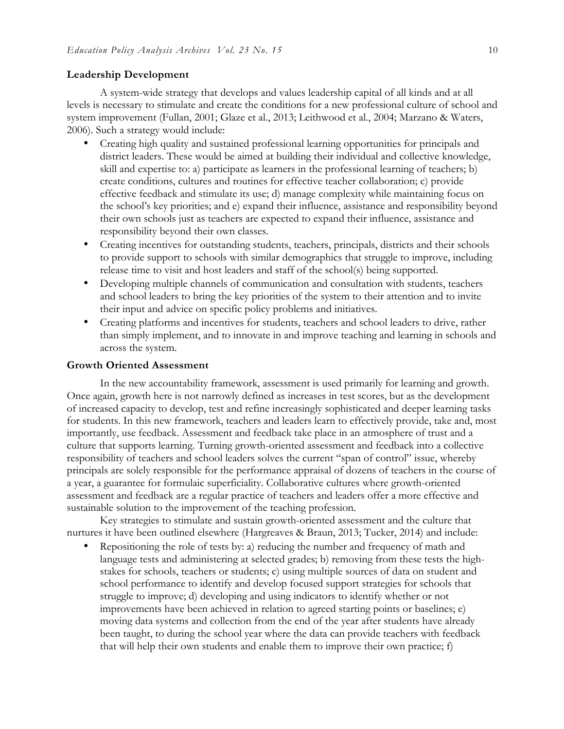### Leadership Development

A system-wide strategy that develops and values leadership capital of all kinds and at all levels is necessary to stimulate and create the conditions for a new professional culture of school and system improvement (Fullan, 2001; Glaze et al., 2013; Leithwood et al., 2004; Marzano & Waters, 2006). Such a strategy would include:

- Creating high quality and sustained professional learning opportunities for principals and district leaders. These would be aimed at building their individual and collective knowledge, skill and expertise to: a) participate as learners in the professional learning of teachers; b) create conditions, cultures and routines for effective teacher collaboration; c) provide effective feedback and stimulate its use; d) manage complexity while maintaining focus on the school's key priorities; and e) expand their influence, assistance and responsibility beyond their own schools just as teachers are expected to expand their influence, assistance and responsibility beyond their own classes.
- Creating incentives for outstanding students, teachers, principals, districts and their schools to provide support to schools with similar demographics that struggle to improve, including release time to visit and host leaders and staff of the school(s) being supported.
- Developing multiple channels of communication and consultation with students, teachers and school leaders to bring the key priorities of the system to their attention and to invite their input and advice on specific policy problems and initiatives.
- Creating platforms and incentives for students, teachers and school leaders to drive, rather than simply implement, and to innovate in and improve teaching and learning in schools and across the system.

### Growth Oriented Assessment

In the new accountability framework, assessment is used primarily for learning and growth. Once again, growth here is not narrowly defined as increases in test scores, but as the development of increased capacity to develop, test and refine increasingly sophisticated and deeper learning tasks for students. In this new framework, teachers and leaders learn to effectively provide, take and, most importantly, use feedback. Assessment and feedback take place in an atmosphere of trust and a culture that supports learning. Turning growth-oriented assessment and feedback into a collective responsibility of teachers and school leaders solves the current "span of control" issue, whereby principals are solely responsible for the performance appraisal of dozens of teachers in the course of a year, a guarantee for formulaic superficiality. Collaborative cultures where growth-oriented assessment and feedback are a regular practice of teachers and leaders offer a more effective and sustainable solution to the improvement of the teaching profession.

Key strategies to stimulate and sustain growth-oriented assessment and the culture that nurtures it have been outlined elsewhere (Hargreaves & Braun, 2013; Tucker, 2014) and include:

- Repositioning the role of tests by: a) reducing the number and frequency of math and language tests and administering at selected grades; b) removing from these tests the high-stakes for schools, teachers or students; c) using multiple sources of data on student and school performance to identify and develop focused support strategies for schools that struggle to improve; d) developing and using indicators to identify whether or not improvements have been achieved in relation to agreed starting points or baselines; e) moving data systems and collection from the end of the year after students have already been taught, to during the school year where the data can provide teachers with feedback that will help their own students and enable them to improve their own practice; f)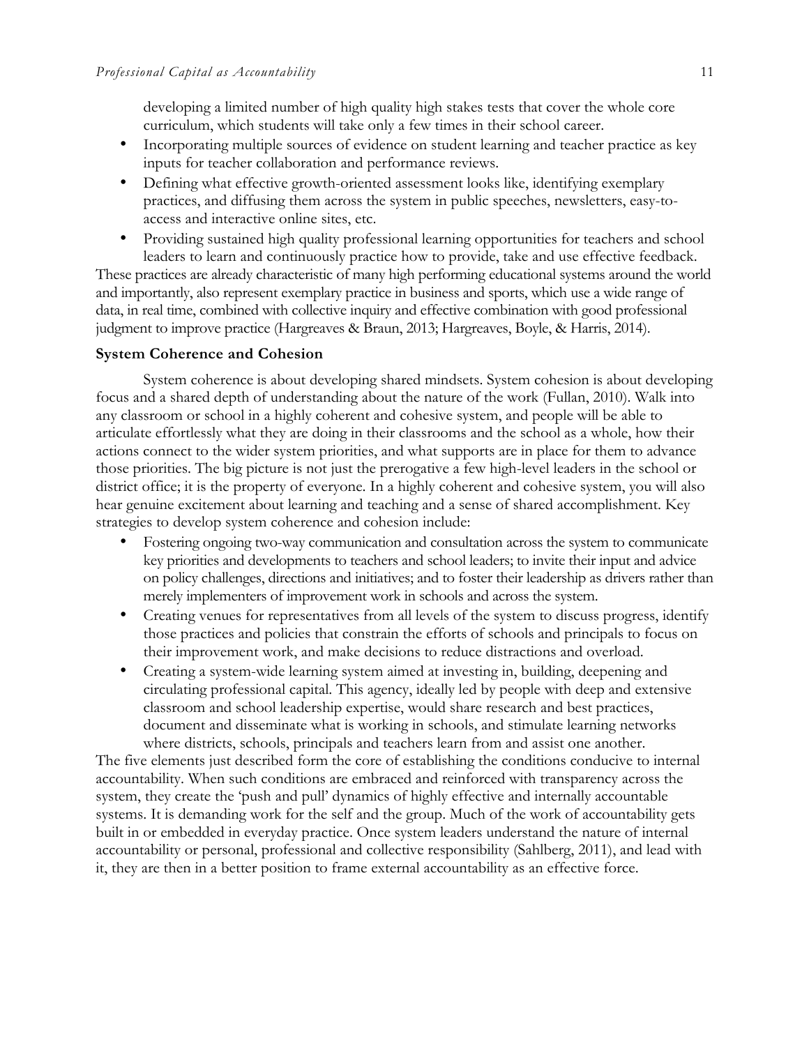developing a limited number of high quality high stakes tests that cover the whole core curriculum, which students will take only a few times in their school career.

- Incorporating multiple sources of evidence on student learning and teacher practice as key inputs for teacher collaboration and performance reviews.
- Defining what effective growth-oriented assessment looks like, identifying exemplary practices, and diffusing them across the system in public speeches, newsletters, easy-to-access and interactive online sites, etc.
- Providing sustained high quality professional learning opportunities for teachers and school leaders to learn and continuously practice how to provide, take and use effective feedback.

These practices are already characteristic of many high performing educational systems around the world and importantly, also represent exemplary practice in business and sports, which use a wide range of data, in real time, combined with collective inquiry and effective combination with good professional judgment to improve practice (Hargreaves & Braun, 2013; Hargreaves, Boyle, & Harris, 2014).

**System Coherence and Cohesion**

System coherence is about developing shared mindsets. System cohesion is about developing focus and a shared depth of understanding about the nature of the work (Fullan, 2010). Walk into any classroom or school in a highly coherent and cohesive system, and people will be able to articulate effortlessly what they are doing in their classrooms and the school as a whole, how their actions connect to the wider system priorities, and what supports are in place for them to advance those priorities. The big picture is not just the prerogative a few high-level leaders in the school or district office; it is the property of everyone. In a highly coherent and cohesive system, you will also hear genuine excitement about learning and teaching and a sense of shared accomplishment. Key strategies to develop system coherence and cohesion include:

- Fostering ongoing two-way communication and consultation across the system to communicate key priorities and developments to teachers and school leaders; to invite their input and advice on policy challenges, directions and initiatives; and to foster their leadership as drivers rather than merely implementers of improvement work in schools and across the system.
- Creating venues for representatives from all levels of the system to discuss progress, identify those practices and policies that constrain the efforts of schools and principals to focus on their improvement work, and make decisions to reduce distractions and overload.
- Creating a system-wide learning system aimed at investing in, building, deepening and circulating professional capital. This agency, ideally led by people with deep and extensive classroom and school leadership expertise, would share research and best practices, document and disseminate what is working in schools, and stimulate learning networks where districts, schools, principals and teachers learn from and assist one another.

The five elements just described form the core of establishing the conditions conducive to internal accountability. When such conditions are embraced and reinforced with transparency across the system, they create the 'push and pull' dynamics of highly effective and internally accountable systems. It is demanding work for the self and the group. Much of the work of accountability gets built in or embedded in everyday practice. Once system leaders understand the nature of internal accountability or personal, professional and collective responsibility (Sahlberg, 2011), and lead with it, they are then in a better position to frame external accountability as an effective force.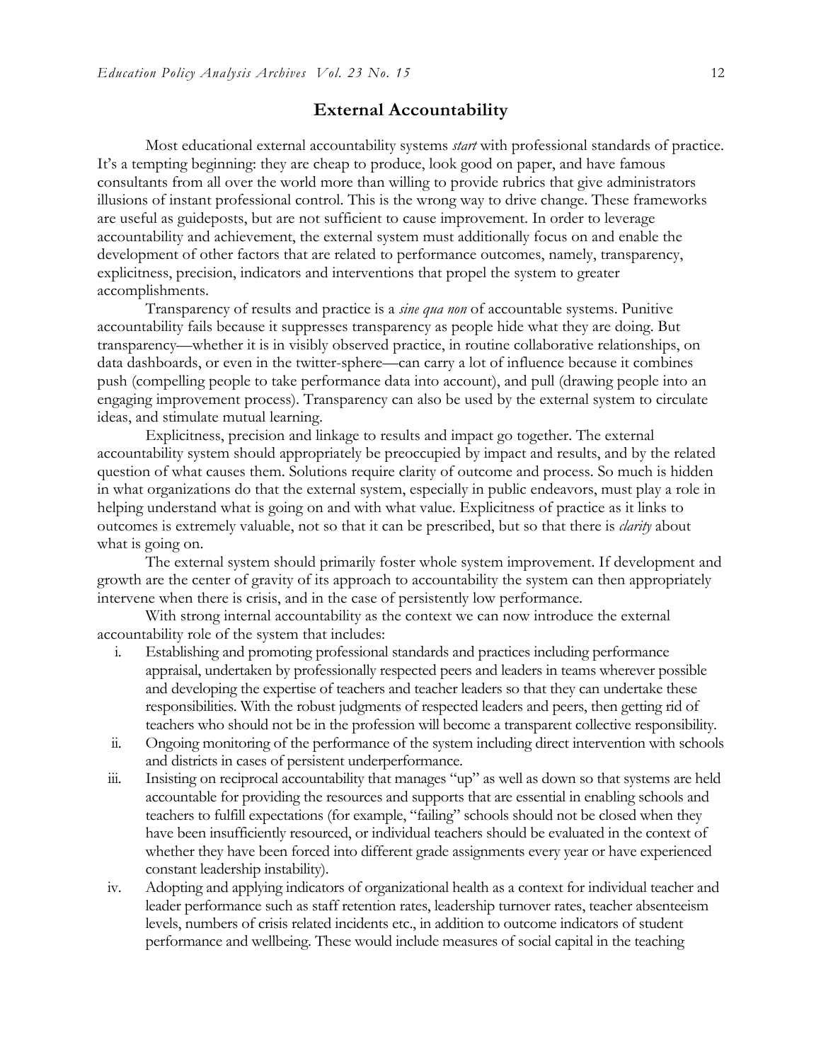## External Accountability

Most educational external accountability systems *start* with professional standards of practice. It's a tempting beginning: they are cheap to produce, look good on paper, and have famous consultants from all over the world more than willing to provide rubrics that give administrators illusions of instant professional control. This is the wrong way to drive change. These frameworks are useful as guideposts, but are not sufficient to cause improvement. In order to leverage accountability and achievement, the external system must additionally focus on and enable the development of other factors that are related to performance outcomes, namely, transparency, explicitness, precision, indicators and interventions that propel the system to greater accomplishments.

Transparency of results and practice is a *sine qua non* of accountable systems. Punitive accountability fails because it suppresses transparency as people hide what they are doing. But transparency—whether it is in visibly observed practice, in routine collaborative relationships, on data dashboards, or even in the twitter-sphere—can carry a lot of influence because it combines push (compelling people to take performance data into account), and pull (drawing people into an engaging improvement process). Transparency can also be used by the external system to circulate ideas, and stimulate mutual learning.

Explicitness, precision and linkage to results and impact go together. The external accountability system should appropriately be preoccupied by impact and results, and by the related question of what causes them. Solutions require clarity of outcome and process. So much is hidden in what organizations do that the external system, especially in public endeavors, must play a role in helping understand what is going on and with what value. Explicitness of practice as it links to outcomes is extremely valuable, not so that it can be prescribed, but so that there is *clarity* about what is going on.

The external system should primarily foster whole system improvement. If development and growth are the center of gravity of its approach to accountability the system can then appropriately intervene when there is crisis, and in the case of persistently low performance.

With strong internal accountability as the context we can now introduce the external accountability role of the system that includes:

i. Establishing and promoting professional standards and practices including performance appraisal, undertaken by professionally respected peers and leaders in teams wherever possible and developing the expertise of teachers and teacher leaders so that they can undertake these responsibilities. With the robust judgments of respected leaders and peers, then getting rid of teachers who should not be in the profession will become a transparent collective responsibility.

ii. Ongoing monitoring of the performance of the system including direct intervention with schools and districts in cases of persistent underperformance.

iii. Insisting on reciprocal accountability that manages "up" as well as down so that systems are held accountable for providing the resources and supports that are essential in enabling schools and teachers to fulfill expectations (for example, "failing" schools should not be closed when they have been insufficiently resourced, or individual teachers should be evaluated in the context of whether they have been forced into different grade assignments every year or have experienced constant leadership instability).

iv. Adopting and applying indicators of organizational health as a context for individual teacher and leader performance such as staff retention rates, leadership turnover rates, teacher absenteeism levels, numbers of crisis related incidents etc., in addition to outcome indicators of student performance and wellbeing. These would include measures of social capital in the teaching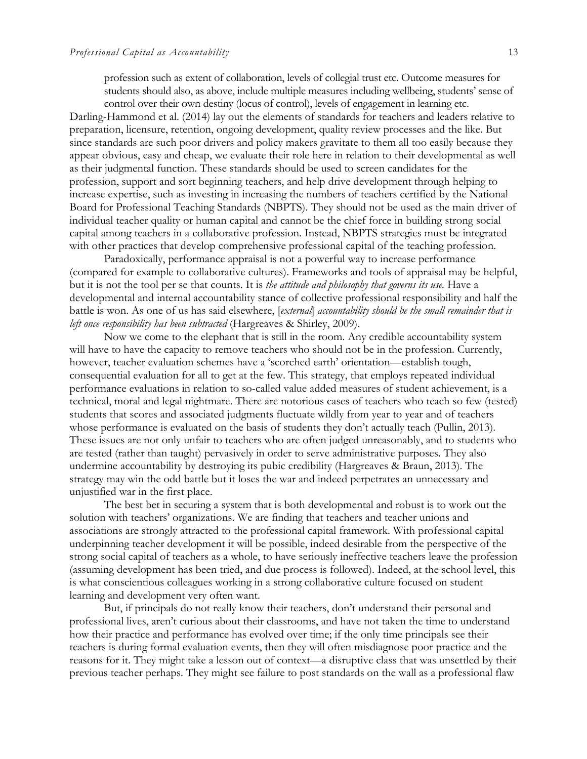profession such as extent of collaboration, levels of collegial trust etc. Outcome measures for students should also, as above, include multiple measures including wellbeing, students' sense of control over their own destiny (locus of control), levels of engagement in learning etc.

Darling-Hammond et al. (2014) lay out the elements of standards for teachers and leaders relative to preparation, licensure, retention, ongoing development, quality review processes and the like. But since standards are such poor drivers and policy makers gravitate to them all too easily because they appear obvious, easy and cheap, we evaluate their role here in relation to their developmental as well as their judgmental function. These standards should be used to screen candidates for the profession, support and sort beginning teachers, and help drive development through helping to increase expertise, such as investing in increasing the numbers of teachers certified by the National Board for Professional Teaching Standards (NBPTS). They should not be used as the main driver of individual teacher quality or human capital and cannot be the chief force in building strong social capital among teachers in a collaborative profession. Instead, NBPTS strategies must be integrated with other practices that develop comprehensive professional capital of the teaching profession.

Paradoxically, performance appraisal is not a powerful way to increase performance (compared for example to collaborative cultures). Frameworks and tools of appraisal may be helpful, but it is not the tool per se that counts. It is *the attitude and philosophy that governs its use.* Have a developmental and internal accountability stance of collective professional responsibility and half the battle is won. As one of us has said elsewhere, *[external] accountability should be the small remainder that is left once responsibility has been subtracted* (Hargreaves & Shirley, 2009).

Now we come to the elephant that is still in the room. Any credible accountability system will have to have the capacity to remove teachers who should not be in the profession. Currently, however, teacher evaluation schemes have a 'scorched earth' orientation—establish tough, consequential evaluation for all to get at the few. This strategy, that employs repeated individual performance evaluations in relation to so-called value added measures of student achievement, is a technical, moral and legal nightmare. There are notorious cases of teachers who teach so few (tested) students that scores and associated judgments fluctuate wildly from year to year and of teachers whose performance is evaluated on the basis of students they don't actually teach (Pullin, 2013). These issues are not only unfair to teachers who are often judged unreasonably, and to students who are tested (rather than taught) pervasively in order to serve administrative purposes. They also undermine accountability by destroying its pubic credibility (Hargreaves & Braun, 2013). The strategy may win the odd battle but it loses the war and indeed perpetrates an unnecessary and unjustified war in the first place.

The best bet in securing a system that is both developmental and robust is to work out the solution with teachers' organizations. We are finding that teachers and teacher unions and associations are strongly attracted to the professional capital framework. With professional capital underpinning teacher development it will be possible, indeed desirable from the perspective of the strong social capital of teachers as a whole, to have seriously ineffective teachers leave the profession (assuming development has been tried, and due process is followed). Indeed, at the school level, this is what conscientious colleagues working in a strong collaborative culture focused on student learning and development very often want.

But, if principals do not really know their teachers, don't understand their personal and professional lives, aren't curious about their classrooms, and have not taken the time to understand how their practice and performance has evolved over time; if the only time principals see their teachers is during formal evaluation events, then they will often misdiagnose poor practice and the reasons for it. They might take a lesson out of context—a disruptive class that was unsettled by their previous teacher perhaps. They might see failure to post standards on the wall as a professional flaw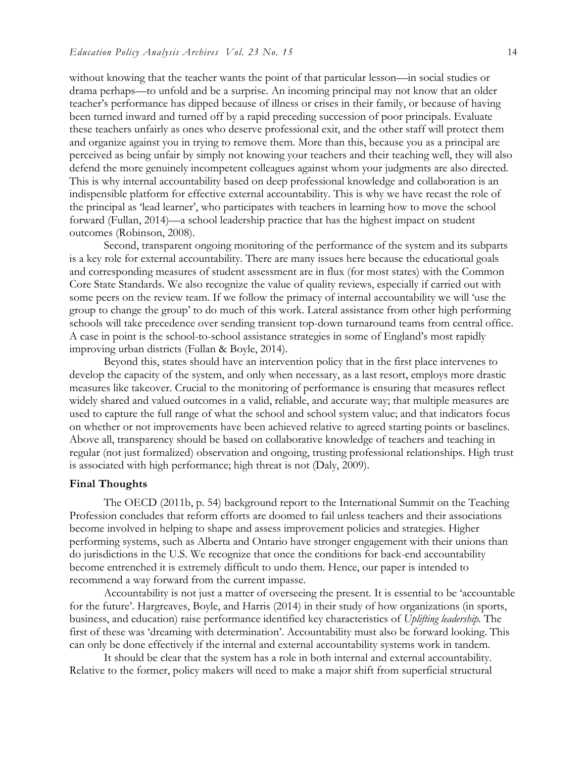without knowing that the teacher wants the point of that particular lesson—in social studies or drama perhaps—to unfold and be a surprise. An incoming principal may not know that an older teacher's performance has dipped because of illness or crises in their family, or because of having been turned inward and turned off by a rapid preceding succession of poor principals. Evaluate these teachers unfairly as ones who deserve professional exit, and the other staff will protect them and organize against you in trying to remove them. More than this, because you as a principal are perceived as being unfair by simply not knowing your teachers and their teaching well, they will also defend the more genuinely incompetent colleagues against whom your judgments are also directed. This is why internal accountability based on deep professional knowledge and collaboration is an indispensible platform for effective external accountability. This is why we have recast the role of the principal as 'lead learner', who participates with teachers in learning how to move the school forward (Fullan, 2014)—a school leadership practice that has the highest impact on student outcomes (Robinson, 2008).

Second, transparent ongoing monitoring of the performance of the system and its subparts is a key role for external accountability. There are many issues here because the educational goals and corresponding measures of student assessment are in flux (for most states) with the Common Core State Standards. We also recognize the value of quality reviews, especially if carried out with some peers on the review team. If we follow the primacy of internal accountability we will 'use the group to change the group' to do much of this work. Lateral assistance from other high performing schools will take precedence over sending transient top-down turnaround teams from central office. A case in point is the school-to-school assistance strategies in some of England's most rapidly improving urban districts (Fullan & Boyle, 2014).

Beyond this, states should have an intervention policy that in the first place intervenes to develop the capacity of the system, and only when necessary, as a last resort, employs more drastic measures like takeover. Crucial to the monitoring of performance is ensuring that measures reflect widely shared and valued outcomes in a valid, reliable, and accurate way; that multiple measures are used to capture the full range of what the school and school system value; and that indicators focus on whether or not improvements have been achieved relative to agreed starting points or baselines. Above all, transparency should be based on collaborative knowledge of teachers and teaching in regular (not just formalized) observation and ongoing, trusting professional relationships. High trust is associated with high performance; high threat is not (Daly, 2009).

### Final Thoughts

The OECD (2011b, p. 54) background report to the International Summit on the Teaching Profession concludes that reform efforts are doomed to fail unless teachers and their associations become involved in helping to shape and assess improvement policies and strategies. Higher performing systems, such as Alberta and Ontario have stronger engagement with their unions than do jurisdictions in the U.S. We recognize that once the conditions for back-end accountability become entrenched it is extremely difficult to undo them. Hence, our paper is intended to recommend a way forward from the current impasse.

Accountability is not just a matter of overseeing the present. It is essential to be 'accountable for the future'. Hargreaves, Boyle, and Harris (2014) in their study of how organizations (in sports, business, and education) raise performance identified key characteristics of *Uplifting leadership*. The first of these was 'dreaming with determination'. Accountability must also be forward looking. This can only be done effectively if the internal and external accountability systems work in tandem.

It should be clear that the system has a role in both internal and external accountability. Relative to the former, policy makers will need to make a major shift from superficial structural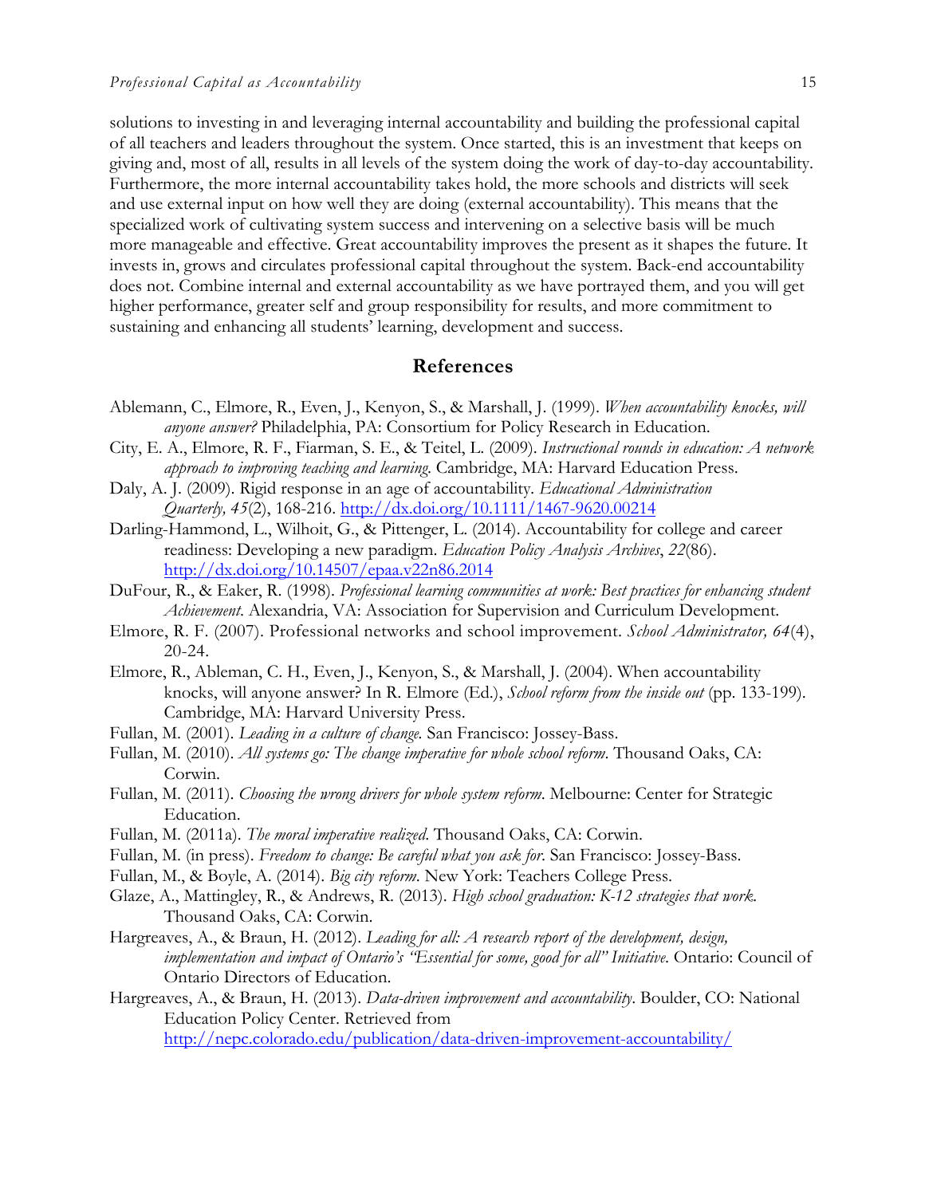solutions to investing in and leveraging internal accountability and building the professional capital of all teachers and leaders throughout the system. Once started, this is an investment that keeps on giving and, most of all, results in all levels of the system doing the work of day-to-day accountability. Furthermore, the more internal accountability takes hold, the more schools and districts will seek and use external input on how well they are doing (external accountability). This means that the specialized work of cultivating system success and intervening on a selective basis will be much more manageable and effective. Great accountability improves the present as it shapes the future. It invests in, grows and circulates professional capital throughout the system. Back-end accountability does not. Combine internal and external accountability as we have portrayed them, and you will get higher performance, greater self and group responsibility for results, and more commitment to sustaining and enhancing all students' learning, development and success.

## References

Ablemann, C., Elmore, R., Even, J., Kenyon, S., & Marshall, J. (1999). *When accountability knocks, will anyone answer?* Philadelphia, PA: Consortium for Policy Research in Education.

City, E. A., Elmore, R. F., Fiarman, S. E., & Teitel, L. (2009). *Instructional rounds in education: A network approach to improving teaching and learning*. Cambridge, MA: Harvard Education Press.

Daly, A. J. (2009). Rigid response in an age of accountability. *Educational Administration Quarterly, 45*(2), 168-216. http://dx.doi.org/10.1111/1467-9620.00214

Darling-Hammond, L., Wilhoit, G., & Pittenger, L. (2014). Accountability for college and career readiness: Developing a new paradigm. *Education Policy Analysis Archives*, *22*(86). http://dx.doi.org/10.14507/epaa.v22n86.2014

DuFour, R., & Eaker, R. (1998). *Professional learning communities at work: Best practices for enhancing student Achievement*. Alexandria, VA: Association for Supervision and Curriculum Development.

Elmore, R. F. (2007). Professional networks and school improvement. *School Administrator, 64*(4), 20-24.

Elmore, R., Ableman, C. H., Even, J., Kenyon, S., & Marshall, J. (2004). When accountability knocks, will anyone answer? In R. Elmore (Ed.), *School reform from the inside out* (pp. 133-199). Cambridge, MA: Harvard University Press.

Fullan, M. (2001). *Leading in a culture of change.* San Francisco: Jossey-Bass.

Fullan, M. (2010). *All systems go: The change imperative for whole school reform*. Thousand Oaks, CA: Corwin.

Fullan, M. (2011). *Choosing the wrong drivers for whole system reform*. Melbourne: Center for Strategic Education.

Fullan, M. (2011a). *The moral imperative realized*. Thousand Oaks, CA: Corwin.

Fullan, M. (in press). *Freedom to change: Be careful what you ask for*. San Francisco: Jossey-Bass.

Fullan, M., & Boyle, A. (2014). *Big city reform*. New York: Teachers College Press.

Glaze, A., Mattingley, R., & Andrews, R. (2013). *High school graduation: K-12 strategies that work.* Thousand Oaks, CA: Corwin.

Hargreaves, A., & Braun, H. (2012). *Leading for all: A research report of the development, design, implementation and impact of Ontario's "Essential for some, good for all" Initiative*. Ontario: Council of Ontario Directors of Education.

Hargreaves, A., & Braun, H. (2013). *Data-driven improvement and accountability*. Boulder, CO: National Education Policy Center. Retrieved from http://nepc.colorado.edu/publication/data-driven-improvement-accountability/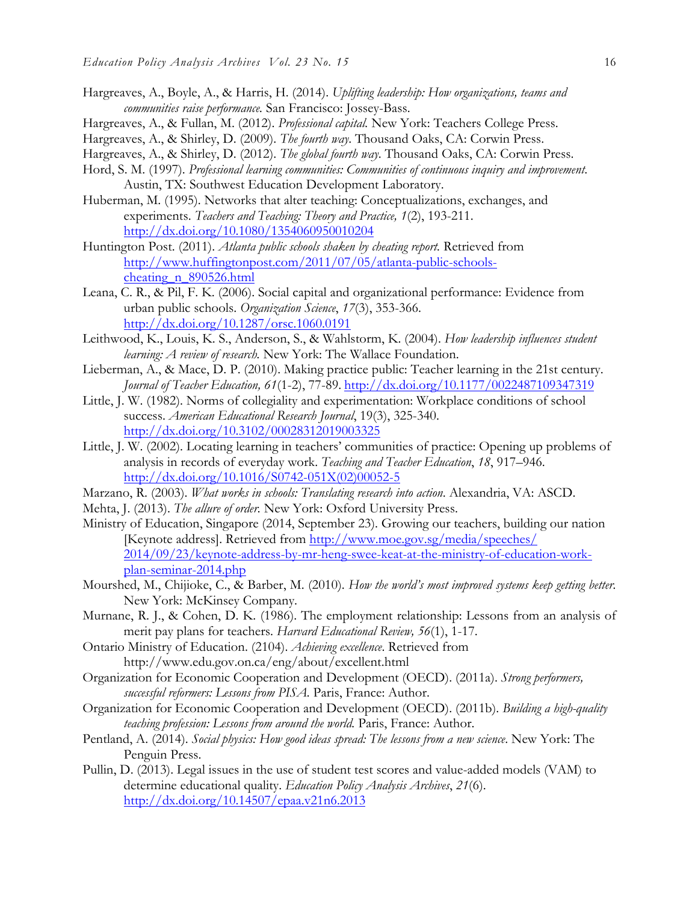Hargreaves, A., Boyle, A., & Harris, H. (2014). *Uplifting leadership: How organizations, teams and communities raise performance.* San Francisco: Jossey-Bass.

Hargreaves, A., & Fullan, M. (2012). *Professional capital.* New York: Teachers College Press.

Hargreaves, A., & Shirley, D. (2009). *The fourth way.* Thousand Oaks, CA: Corwin Press.

Hargreaves, A., & Shirley, D. (2012). *The global fourth way.* Thousand Oaks, CA: Corwin Press.

Hord, S. M. (1997). *Professional learning communities: Communities of continuous inquiry and improvement.* Austin, TX: Southwest Education Development Laboratory.

Huberman, M. (1995). Networks that alter teaching: Conceptualizations, exchanges, and experiments. *Teachers and Teaching: Theory and Practice, 1*(2), 193-211. http://dx.doi.org/10.1080/1354060950010204

Huntington Post. (2011). *Atlanta public schools shaken by cheating report.* Retrieved from http://www.huffingtonpost.com/2011/07/05/atlanta-public-schools-cheating_n_890526.html

Leana, C. R., & Pil, F. K. (2006). Social capital and organizational performance: Evidence from urban public schools. *Organization Science*, *17*(3), 353-366. http://dx.doi.org/10.1287/orsc.1060.0191

Leithwood, K., Louis, K. S., Anderson, S., & Wahlstorm, K. (2004). *How leadership influences student learning: A review of research.* New York: The Wallace Foundation.

Lieberman, A., & Mace, D. P. (2010). Making practice public: Teacher learning in the 21st century. *Journal of Teacher Education, 61*(1-2), 77-89. http://dx.doi.org/10.1177/0022487109347319

Little, J. W. (1982). Norms of collegiality and experimentation: Workplace conditions of school success. *American Educational Research Journal*, 19(3), 325-340. http://dx.doi.org/10.3102/00028312019003325

Little, J. W. (2002). Locating learning in teachers' communities of practice: Opening up problems of analysis in records of everyday work. *Teaching and Teacher Education*, *18*, 917–946. http://dx.doi.org/10.1016/S0742-051X(02)00052-5

Marzano, R. (2003). *What works in schools: Translating research into action.* Alexandria, VA: ASCD.

Mehta, J. (2013). *The allure of order.* New York: Oxford University Press.

Ministry of Education, Singapore (2014, September 23). Growing our teachers, building our nation [Keynote address]. Retrieved from http://www.moe.gov.sg/media/speeches/2014/09/23/keynote-address-by-mr-heng-swee-keat-at-the-ministry-of-education-work-plan-seminar-2014.php

Mourshed, M., Chijioke, C., & Barber, M. (2010). *How the world's most improved systems keep getting better.* New York: McKinsey Company.

Murnane, R. J., & Cohen, D. K. (1986). The employment relationship: Lessons from an analysis of merit pay plans for teachers. *Harvard Educational Review, 56*(1), 1-17.

Ontario Ministry of Education. (2104). *Achieving excellence*. Retrieved from http://www.edu.gov.on.ca/eng/about/excellent.html

Organization for Economic Cooperation and Development (OECD). (2011a). *Strong performers, successful reformers: Lessons from PISA.* Paris, France: Author.

Organization for Economic Cooperation and Development (OECD). (2011b). *Building a high-quality teaching profession: Lessons from around the world.* Paris, France: Author.

Pentland, A. (2014). *Social physics: How good ideas spread: The lessons from a new science*. New York: The Penguin Press.

Pullin, D. (2013). Legal issues in the use of student test scores and value-added models (VAM) to determine educational quality. *Education Policy Analysis Archives*, *21*(6). http://dx.doi.org/10.14507/epaa.v21n6.2013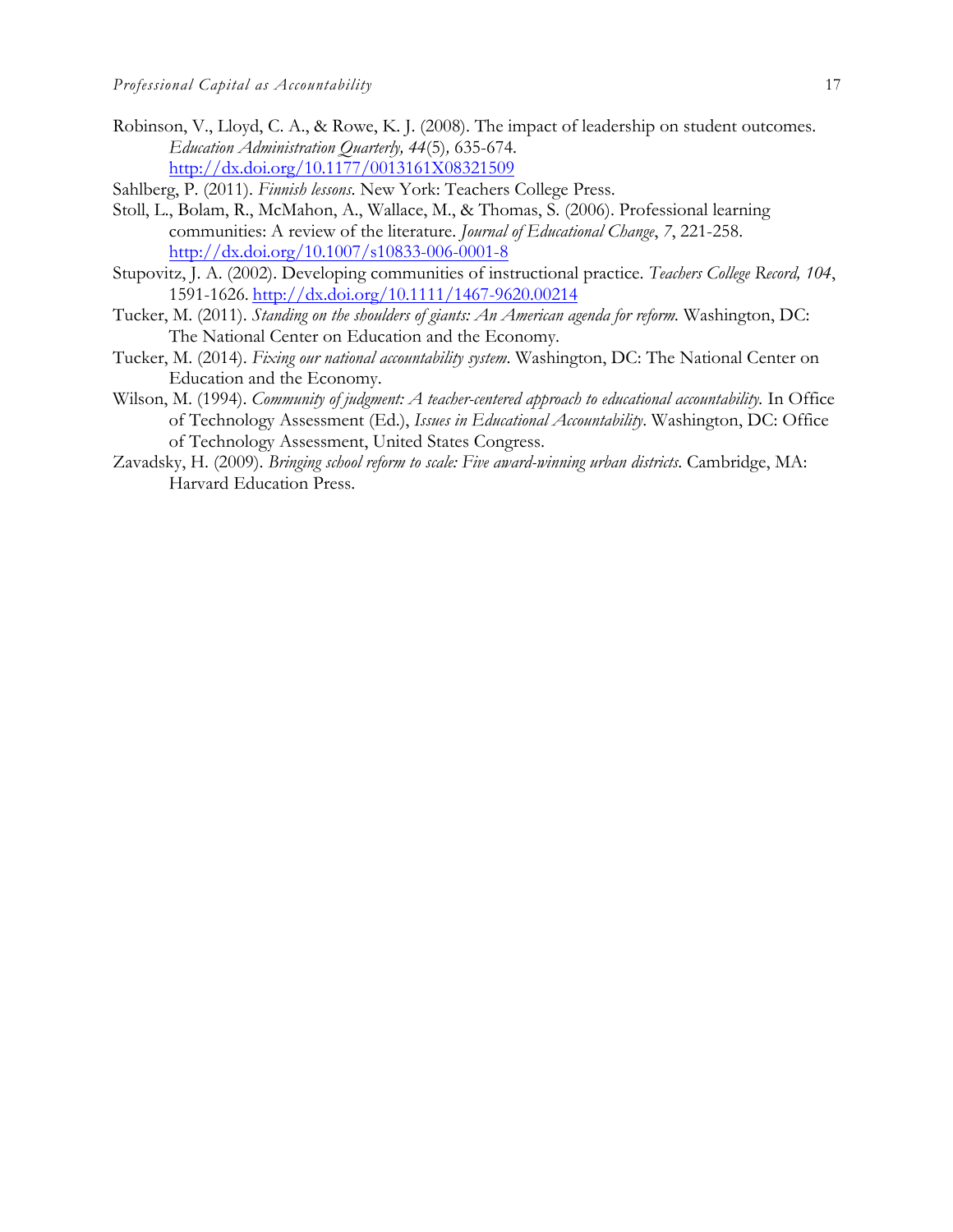Robinson, V., Lloyd, C. A., & Rowe, K. J. (2008). The impact of leadership on student outcomes. *Education Administration Quarterly, 44*(5), 635-674. http://dx.doi.org/10.1177/0013161X08321509

Sahlberg, P. (2011). *Finnish lessons*. New York: Teachers College Press.

Stoll, L., Bolam, R., McMahon, A., Wallace, M., & Thomas, S. (2006). Professional learning communities: A review of the literature. *Journal of Educational Change*, *7*, 221-258. http://dx.doi.org/10.1007/s10833-006-0001-8

Stupovitz, J. A. (2002). Developing communities of instructional practice. *Teachers College Record, 104*, 1591-1626. http://dx.doi.org/10.1111/1467-9620.00214

Tucker, M. (2011). *Standing on the shoulders of giants: An American agenda for reform*. Washington, DC: The National Center on Education and the Economy.

Tucker, M. (2014). *Fixing our national accountability system*. Washington, DC: The National Center on Education and the Economy.

Wilson, M. (1994). *Community of judgment: A teacher-centered approach to educational accountability.* In Office of Technology Assessment (Ed.), *Issues in Educational Accountability*. Washington, DC: Office of Technology Assessment, United States Congress.

Zavadsky, H. (2009). *Bringing school reform to scale: Five award-winning urban districts*. Cambridge, MA: Harvard Education Press.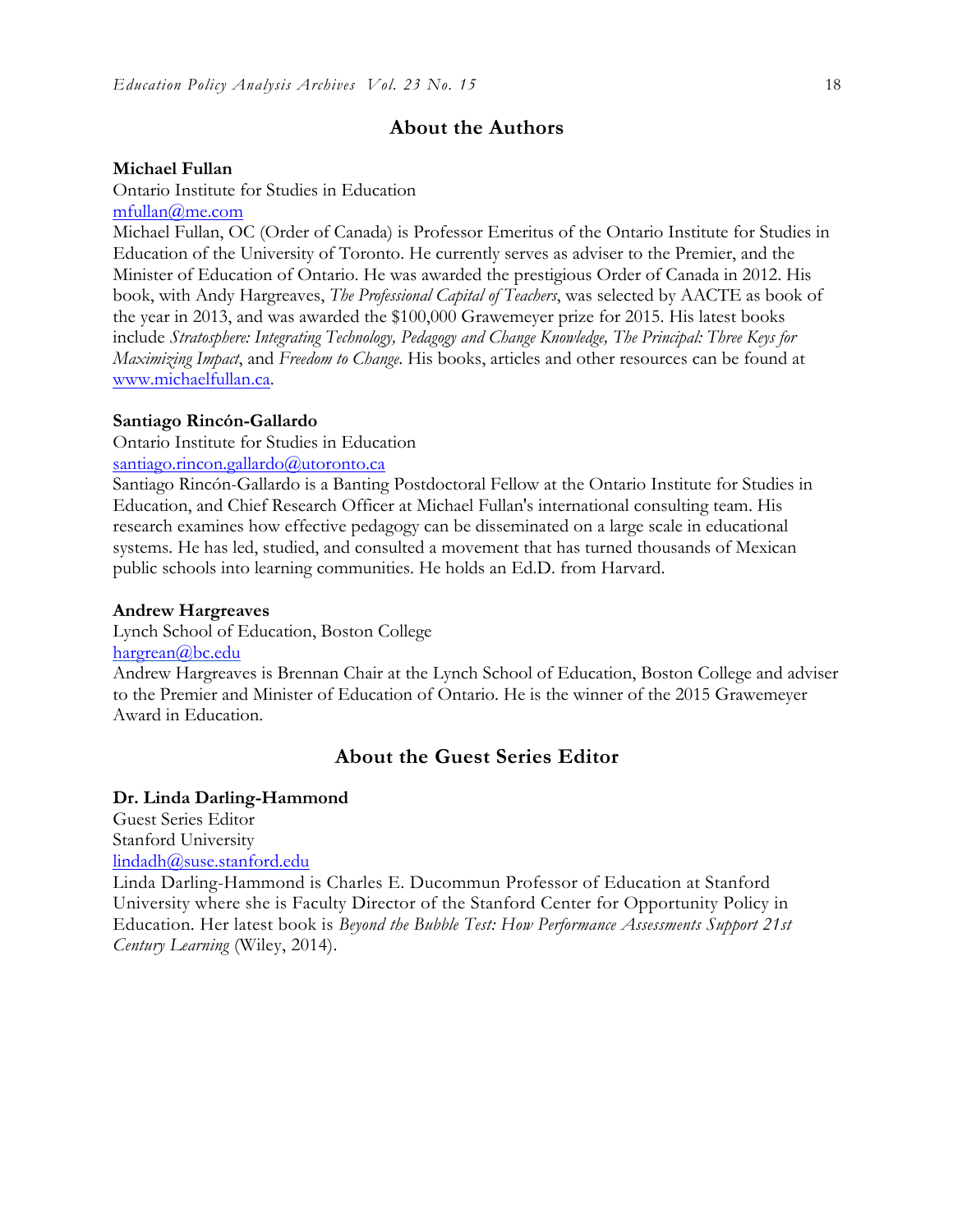## About the Authors

**Michael Fullan**
Ontario Institute for Studies in Education
mfullan@me.com
Michael Fullan, OC (Order of Canada) is Professor Emeritus of the Ontario Institute for Studies in Education of the University of Toronto. He currently serves as adviser to the Premier, and the Minister of Education of Ontario. He was awarded the prestigious Order of Canada in 2012. His book, with Andy Hargreaves, *The Professional Capital of Teachers*, was selected by AACTE as book of the year in 2013, and was awarded the $100,000 Grawemeyer prize for 2015. His latest books include *Stratosphere: Integrating Technology, Pedagogy and Change Knowledge, The Principal: Three Keys for Maximizing Impact*, and *Freedom to Change*. His books, articles and other resources can be found at www.michaelfullan.ca.

**Santiago Rincón-Gallardo**
Ontario Institute for Studies in Education
santiago.rincon.gallardo@utoronto.ca
Santiago Rincón-Gallardo is a Banting Postdoctoral Fellow at the Ontario Institute for Studies in Education, and Chief Research Officer at Michael Fullan's international consulting team. His research examines how effective pedagogy can be disseminated on a large scale in educational systems. He has led, studied, and consulted a movement that has turned thousands of Mexican public schools into learning communities. He holds an Ed.D. from Harvard.

**Andrew Hargreaves**
Lynch School of Education, Boston College
hargrean@bc.edu
Andrew Hargreaves is Brennan Chair at the Lynch School of Education, Boston College and adviser to the Premier and Minister of Education of Ontario. He is the winner of the 2015 Grawemeyer Award in Education.

## About the Guest Series Editor

**Dr. Linda Darling-Hammond**
Guest Series Editor
Stanford University
lindadh@suse.stanford.edu
Linda Darling-Hammond is Charles E. Ducommun Professor of Education at Stanford University where she is Faculty Director of the Stanford Center for Opportunity Policy in Education. Her latest book is *Beyond the Bubble Test: How Performance Assessments Support 21st Century Learning* (Wiley, 2014).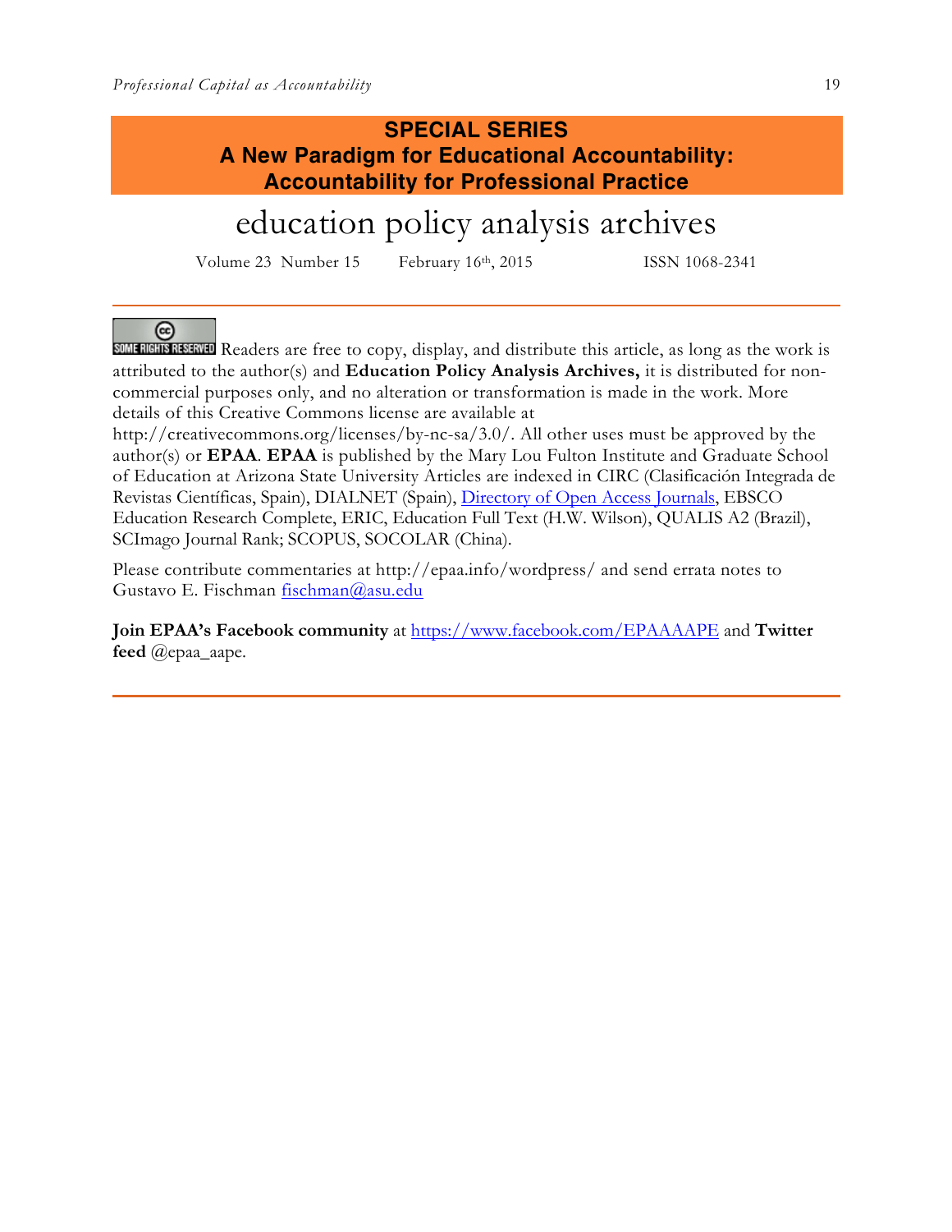**SPECIAL SERIES**
**A New Paradigm for Educational Accountability: Accountability for Professional Practice**

# education policy analysis archives

Volume 23 Number 15 February 16th, 2015 ISSN 1068-2341

SOME RIGHTS RESERVED Readers are free to copy, display, and distribute this article, as long as the work is attributed to the author(s) and **Education Policy Analysis Archives,** it is distributed for non-commercial purposes only, and no alteration or transformation is made in the work. More details of this Creative Commons license are available at http://creativecommons.org/licenses/by-nc-sa/3.0/. All other uses must be approved by the author(s) or **EPAA**. **EPAA** is published by the Mary Lou Fulton Institute and Graduate School of Education at Arizona State University Articles are indexed in CIRC (Clasificación Integrada de Revistas Científicas, Spain), DIALNET (Spain), Directory of Open Access Journals, EBSCO Education Research Complete, ERIC, Education Full Text (H.W. Wilson), QUALIS A2 (Brazil), SCImago Journal Rank; SCOPUS, SOCOLAR (China).

Please contribute commentaries at http://epaa.info/wordpress/ and send errata notes to Gustavo E. Fischman fischman@asu.edu

**Join EPAA's Facebook community** at https://www.facebook.com/EPAAAAPE and **Twitter feed** @epaa_aape.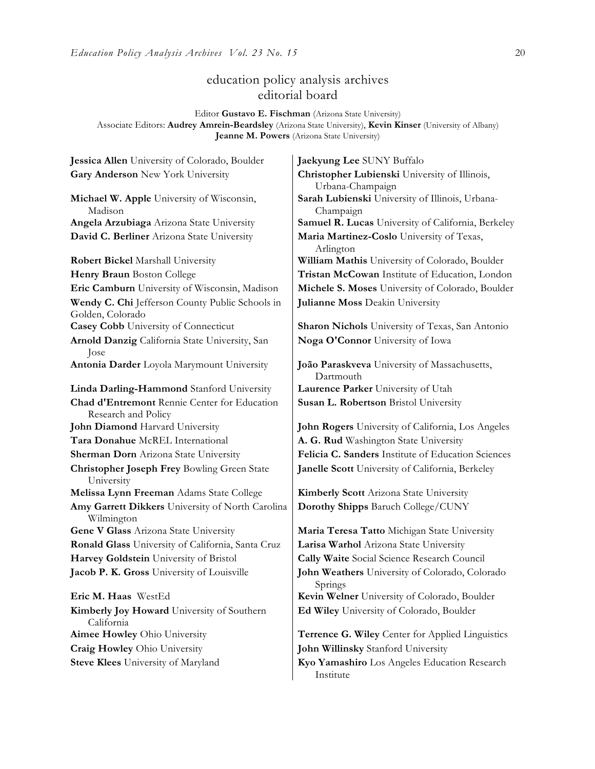# education policy analysis archives
## editorial board

Editor **Gustavo E. Fischman** (Arizona State University)
Associate Editors: **Audrey Amrein-Beardsley** (Arizona State University), **Kevin Kinser** (University of Albany)
**Jeanne M. Powers** (Arizona State University)

**Jessica Allen** University of Colorado, Boulder
**Gary Anderson** New York University
**Michael W. Apple** University of Wisconsin, Madison
**Angela Arzubiaga** Arizona State University
**David C. Berliner** Arizona State University
**Robert Bickel** Marshall University
**Henry Braun** Boston College
**Eric Camburn** University of Wisconsin, Madison
**Wendy C. Chi** Jefferson County Public Schools in Golden, Colorado
**Casey Cobb** University of Connecticut
**Arnold Danzig** California State University, San Jose
**Antonia Darder** Loyola Marymount University
**Linda Darling-Hammond** Stanford University
**Chad d'Entremont** Rennie Center for Education Research and Policy
**John Diamond** Harvard University
**Tara Donahue** McREL International
**Sherman Dorn** Arizona State University
**Christopher Joseph Frey** Bowling Green State University
**Melissa Lynn Freeman** Adams State College
**Amy Garrett Dikkers** University of North Carolina Wilmington
**Gene V Glass** Arizona State University
**Ronald Glass** University of California, Santa Cruz
**Harvey Goldstein** University of Bristol
**Jacob P. K. Gross** University of Louisville
**Eric M. Haas** WestEd
**Kimberly Joy Howard** University of Southern California
**Aimee Howley** Ohio University
**Craig Howley** Ohio University
**Steve Klees** University of Maryland
**Jaekyung Lee** SUNY Buffalo
**Christopher Lubienski** University of Illinois, Urbana-Champaign
**Sarah Lubienski** University of Illinois, Urbana-Champaign
**Samuel R. Lucas** University of California, Berkeley
**Maria Martinez-Coslo** University of Texas, Arlington
**William Mathis** University of Colorado, Boulder
**Tristan McCowan** Institute of Education, London
**Michele S. Moses** University of Colorado, Boulder
**Julianne Moss** Deakin University
**Sharon Nichols** University of Texas, San Antonio
**Noga O'Connor** University of Iowa
**João Paraskveva** University of Massachusetts, Dartmouth
**Laurence Parker** University of Utah
**Susan L. Robertson** Bristol University
**John Rogers** University of California, Los Angeles
**A. G. Rud** Washington State University
**Felicia C. Sanders** Institute of Education Sciences
**Janelle Scott** University of California, Berkeley
**Kimberly Scott** Arizona State University
**Dorothy Shipps** Baruch College/CUNY
**Maria Teresa Tatto** Michigan State University
**Larisa Warhol** Arizona State University
**Cally Waite** Social Science Research Council
**John Weathers** University of Colorado, Colorado Springs
**Kevin Welner** University of Colorado, Boulder
**Ed Wiley** University of Colorado, Boulder
**Terrence G. Wiley** Center for Applied Linguistics
**John Willinsky** Stanford University
**Kyo Yamashiro** Los Angeles Education Research Institute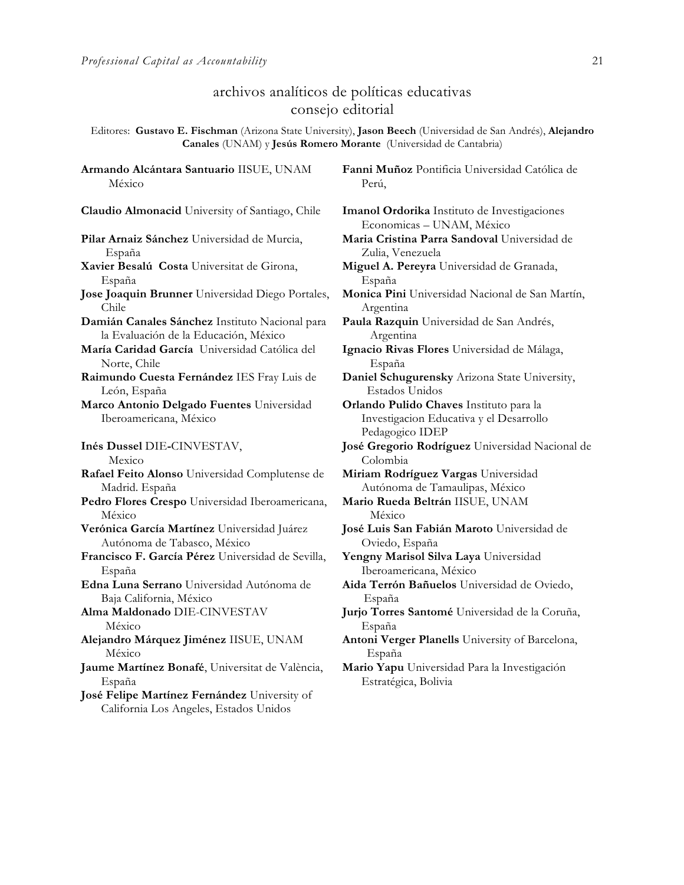## archivos analíticos de políticas educativas
## consejo editorial

Editores: **Gustavo E. Fischman** (Arizona State University), **Jason Beech** (Universidad de San Andrés), **Alejandro Canales** (UNAM) y **Jesús Romero Morante** (Universidad de Cantabria)

**Armando Alcántara Santuario** IISUE, UNAM México

**Claudio Almonacid** University of Santiago, Chile

**Pilar Arnaiz Sánchez** Universidad de Murcia, España

**Xavier Besalú Costa** Universitat de Girona, España

**Jose Joaquin Brunner** Universidad Diego Portales, Chile

**Damián Canales Sánchez** Instituto Nacional para la Evaluación de la Educación, México

**María Caridad García** Universidad Católica del Norte, Chile

**Raimundo Cuesta Fernández** IES Fray Luis de León, España

**Marco Antonio Delgado Fuentes** Universidad Iberoamericana, México

**Inés Dussel** DIE-CINVESTAV, Mexico

**Rafael Feito Alonso** Universidad Complutense de Madrid. España

**Pedro Flores Crespo** Universidad Iberoamericana, México

**Verónica García Martínez** Universidad Juárez Autónoma de Tabasco, México

**Francisco F. García Pérez** Universidad de Sevilla, España

**Edna Luna Serrano** Universidad Autónoma de Baja California, México

**Alma Maldonado** DIE-CINVESTAV México

**Alejandro Márquez Jiménez** IISUE, UNAM México

**Jaume Martínez Bonafé**, Universitat de València, España

**José Felipe Martínez Fernández** University of California Los Angeles, Estados Unidos

**Fanni Muñoz** Pontificia Universidad Católica de Perú,

**Imanol Ordorika** Instituto de Investigaciones Economicas – UNAM, México

**Maria Cristina Parra Sandoval** Universidad de Zulia, Venezuela

**Miguel A. Pereyra** Universidad de Granada, España

**Monica Pini** Universidad Nacional de San Martín, Argentina

**Paula Razquin** Universidad de San Andrés, Argentina

**Ignacio Rivas Flores** Universidad de Málaga, España

**Daniel Schugurensky** Arizona State University, Estados Unidos

**Orlando Pulido Chaves** Instituto para la Investigacion Educativa y el Desarrollo Pedagogico IDEP

**José Gregorio Rodríguez** Universidad Nacional de Colombia

**Miriam Rodríguez Vargas** Universidad Autónoma de Tamaulipas, México

**Mario Rueda Beltrán** IISUE, UNAM México

**José Luis San Fabián Maroto** Universidad de Oviedo, España

**Yengny Marisol Silva Laya** Universidad Iberoamericana, México

**Aida Terrón Bañuelos** Universidad de Oviedo, España

**Jurjo Torres Santomé** Universidad de la Coruña, España

**Antoni Verger Planells** University of Barcelona, España

**Mario Yapu** Universidad Para la Investigación Estratégica, Bolivia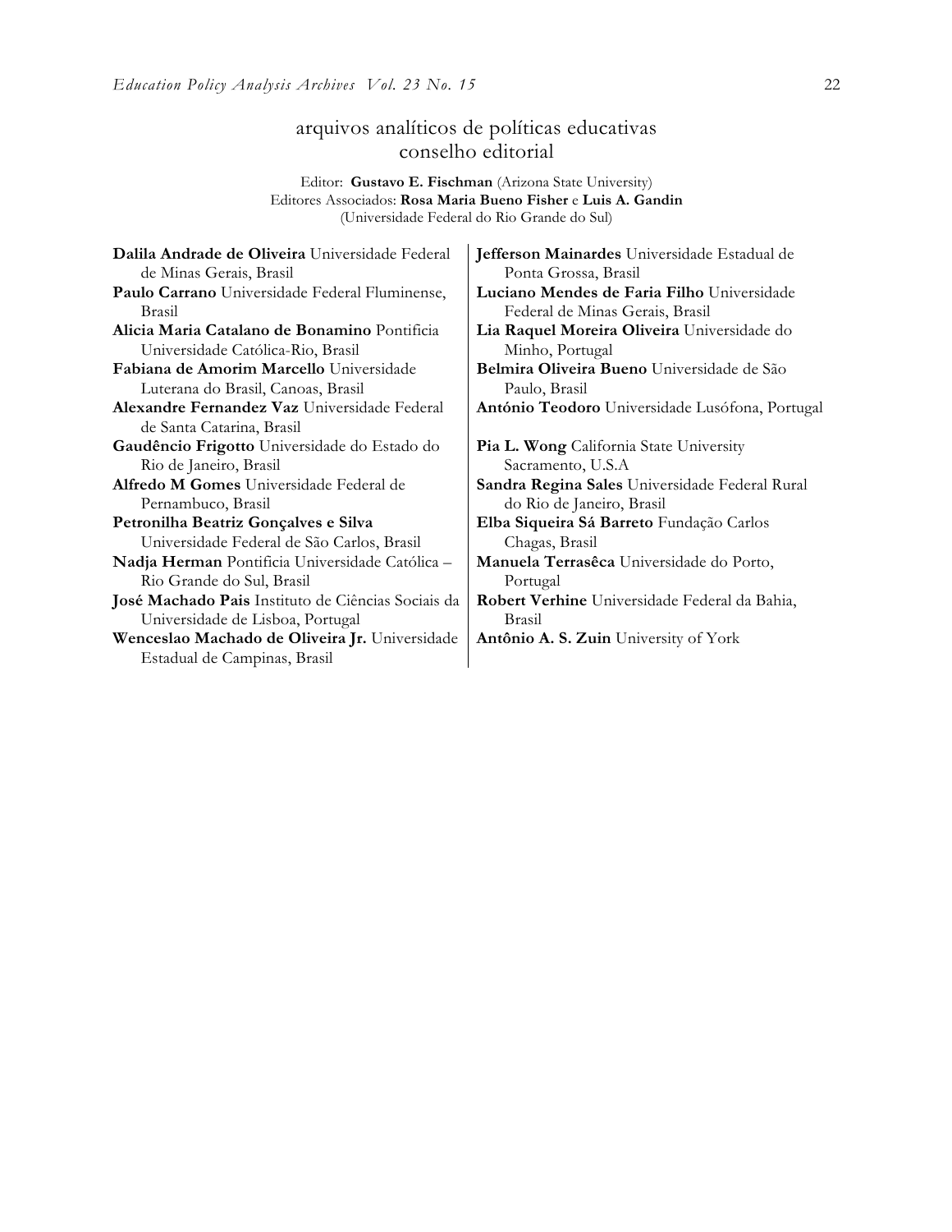# arquivos analíticos de políticas educativas
## conselho editorial

Editor: **Gustavo E. Fischman** (Arizona State University)
Editores Associados: **Rosa Maria Bueno Fisher** e **Luis A. Gandin**
(Universidade Federal do Rio Grande do Sul)

**Dalila Andrade de Oliveira** Universidade Federal de Minas Gerais, Brasil

**Paulo Carrano** Universidade Federal Fluminense, Brasil

**Alicia Maria Catalano de Bonamino** Pontificia Universidade Católica-Rio, Brasil

**Fabiana de Amorim Marcello** Universidade Luterana do Brasil, Canoas, Brasil

**Alexandre Fernandez Vaz** Universidade Federal de Santa Catarina, Brasil

**Gaudêncio Frigotto** Universidade do Estado do Rio de Janeiro, Brasil

**Alfredo M Gomes** Universidade Federal de Pernambuco, Brasil

**Petronilha Beatriz Gonçalves e Silva** Universidade Federal de São Carlos, Brasil

**Nadja Herman** Pontificia Universidade Católica – Rio Grande do Sul, Brasil

**José Machado Pais** Instituto de Ciências Sociais da Universidade de Lisboa, Portugal

**Wenceslao Machado de Oliveira Jr.** Universidade Estadual de Campinas, Brasil

**Jefferson Mainardes** Universidade Estadual de Ponta Grossa, Brasil

**Luciano Mendes de Faria Filho** Universidade Federal de Minas Gerais, Brasil

**Lia Raquel Moreira Oliveira** Universidade do Minho, Portugal

**Belmira Oliveira Bueno** Universidade de São Paulo, Brasil

**António Teodoro** Universidade Lusófona, Portugal

**Pia L. Wong** California State University Sacramento, U.S.A

**Sandra Regina Sales** Universidade Federal Rural do Rio de Janeiro, Brasil

**Elba Siqueira Sá Barreto** Fundação Carlos Chagas, Brasil

**Manuela Terrasêca** Universidade do Porto, Portugal

**Robert Verhine** Universidade Federal da Bahia, Brasil

**Antônio A. S. Zuin** University of York